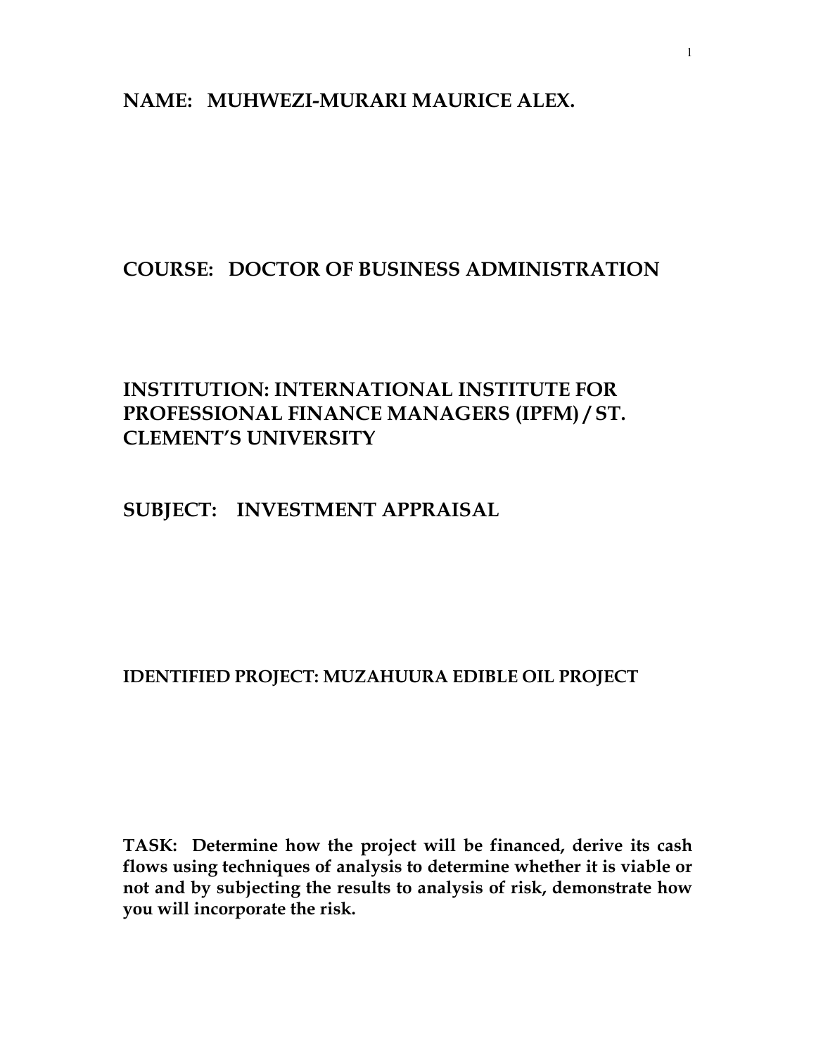**NAME: MUHWEZI-MURARI MAURICE ALEX.**

**COURSE: DOCTOR OF BUSINESS ADMINISTRATION**

**INSTITUTION: INTERNATIONAL INSTITUTE FOR PROFESSIONAL FINANCE MANAGERS (IPFM) / ST. CLEMENT'S UNIVERSITY**

**SUBJECT: INVESTMENT APPRAISAL**

**IDENTIFIED PROJECT: MUZAHUURA EDIBLE OIL PROJECT**

**TASK: Determine how the project will be financed, derive its cash flows using techniques of analysis to determine whether it is viable or not and by subjecting the results to analysis of risk, demonstrate how you will incorporate the risk.**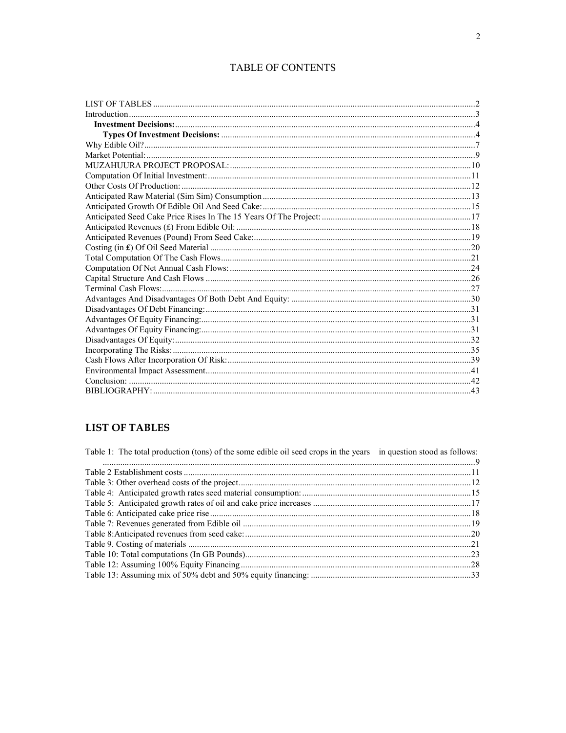# TABLE OF CONTENTS

LIST OF TABLES ........................................................................................................................................2
Introduction..................................................................................................................................................3
**Investment Decisions:**.............................................................................................................................4
**Types Of Investment Decisions:** ..............................................................................................................4
Why Edible Oil?..........................................................................................................................................7
Market Potential:..........................................................................................................................................9
MUZAHUURA PROJECT PROPOSAL:..................................................................................................10
Computation Of Initial Investment:..............................................................................................................11
Other Costs Of Production: ..........................................................................................................................12
Anticipated Raw Material (Sim Sim) Consumption ...................................................................................13
Anticipated Growth Of Edible Oil And Seed Cake:.....................................................................................15
Anticipated Seed Cake Price Rises In The 15 Years Of The Project: .........................................................17
Anticipated Revenues (£) From Edible Oil: ................................................................................................18
Anticipated Revenues (Pound) From Seed Cake:........................................................................................19
Costing (in £) Of Oil Seed Material ............................................................................................................20
Total Computation Of The Cash Flows........................................................................................................21
Computation Of Net Annual Cash Flows: ...................................................................................................24
Capital Structure And Cash Flows ...............................................................................................................26
Terminal Cash Flows:...................................................................................................................................27
Advantages And Disadvantages Of Both Debt And Equity: .......................................................................30
Disadvantages Of Debt Financing:...............................................................................................................31
Advantages Of Equity Financing:.................................................................................................................31
Advantages Of Equity Financing:.................................................................................................................31
Disadvantages Of Equity:.............................................................................................................................32
Incorporating The Risks:..............................................................................................................................35
Cash Flows After Incorporation Of Risk:.....................................................................................................39
Environmental Impact Assessment...............................................................................................................41
Conclusion: ..................................................................................................................................................42
BIBLIOGRAPHY:........................................................................................................................................43

## LIST OF TABLES

Table 1: The total production (tons) of the some edible oil seed crops in the years in question stood as follows: ..........................................................................................................................................................9
Table 2 Establishment costs ..........................................................................................................................11
Table 3: Other overhead costs of the project.................................................................................................12
Table 4: Anticipated growth rates seed material consumption:....................................................................15
Table 5: Anticipated growth rates of oil and cake price increases ...............................................................17
Table 6: Anticipated cake price rise ..............................................................................................................18
Table 7: Revenues generated from Edible oil ...............................................................................................19
Table 8:Anticipated revenues from seed cake:..............................................................................................20
Table 9. Costing of materials ........................................................................................................................21
Table 10: Total computations (In GB Pounds)..............................................................................................23
Table 12: Assuming 100% Equity Financing................................................................................................28
Table 13: Assuming mix of 50% debt and 50% equity financing: ...............................................................33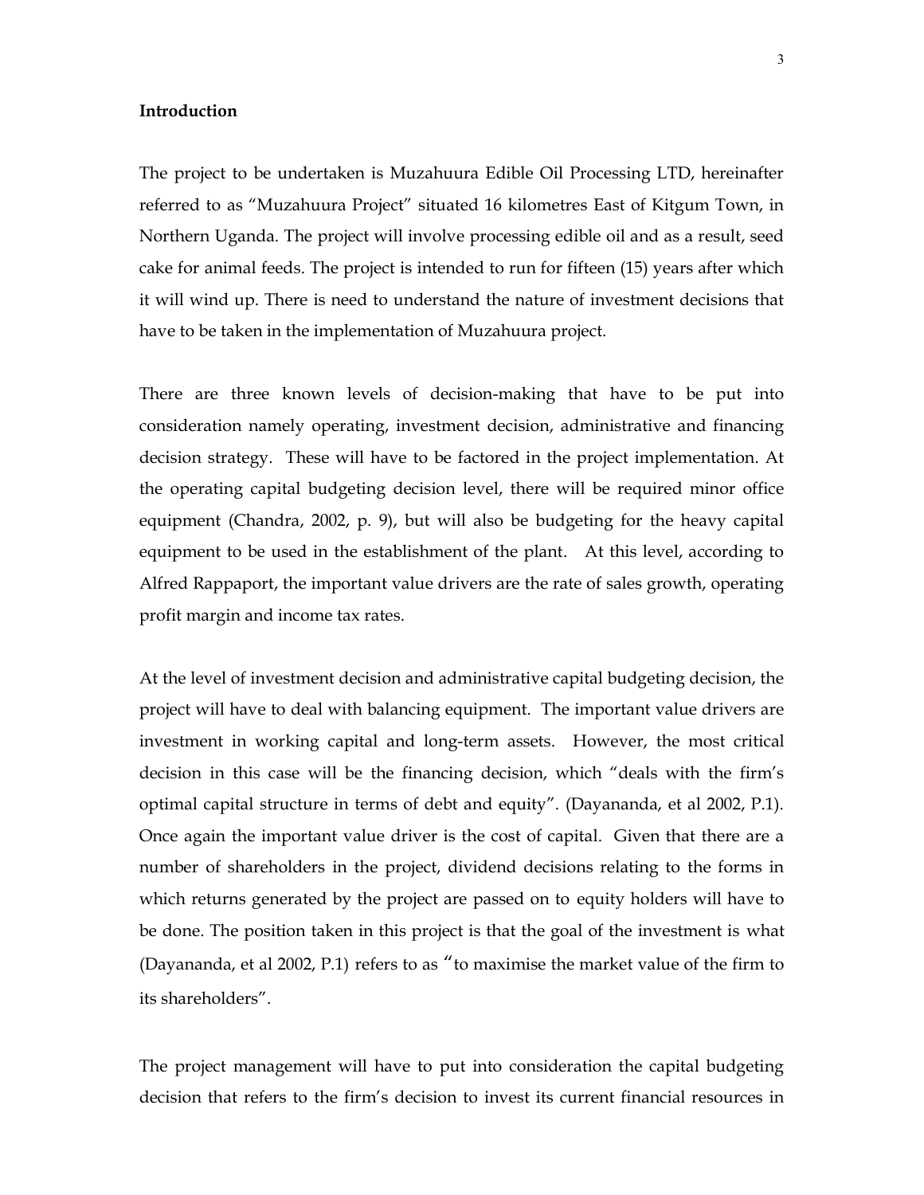**Introduction**

The project to be undertaken is Muzahuura Edible Oil Processing LTD, hereinafter referred to as "Muzahuura Project" situated 16 kilometres East of Kitgum Town, in Northern Uganda. The project will involve processing edible oil and as a result, seed cake for animal feeds. The project is intended to run for fifteen (15) years after which it will wind up. There is need to understand the nature of investment decisions that have to be taken in the implementation of Muzahuura project.

There are three known levels of decision-making that have to be put into consideration namely operating, investment decision, administrative and financing decision strategy. These will have to be factored in the project implementation. At the operating capital budgeting decision level, there will be required minor office equipment (Chandra, 2002, p. 9), but will also be budgeting for the heavy capital equipment to be used in the establishment of the plant. At this level, according to Alfred Rappaport, the important value drivers are the rate of sales growth, operating profit margin and income tax rates.

At the level of investment decision and administrative capital budgeting decision, the project will have to deal with balancing equipment. The important value drivers are investment in working capital and long-term assets. However, the most critical decision in this case will be the financing decision, which "deals with the firm's optimal capital structure in terms of debt and equity". (Dayananda, et al 2002, P.1). Once again the important value driver is the cost of capital. Given that there are a number of shareholders in the project, dividend decisions relating to the forms in which returns generated by the project are passed on to equity holders will have to be done. The position taken in this project is that the goal of the investment is what (Dayananda, et al 2002, P.1) refers to as "to maximise the market value of the firm to its shareholders".

The project management will have to put into consideration the capital budgeting decision that refers to the firm's decision to invest its current financial resources in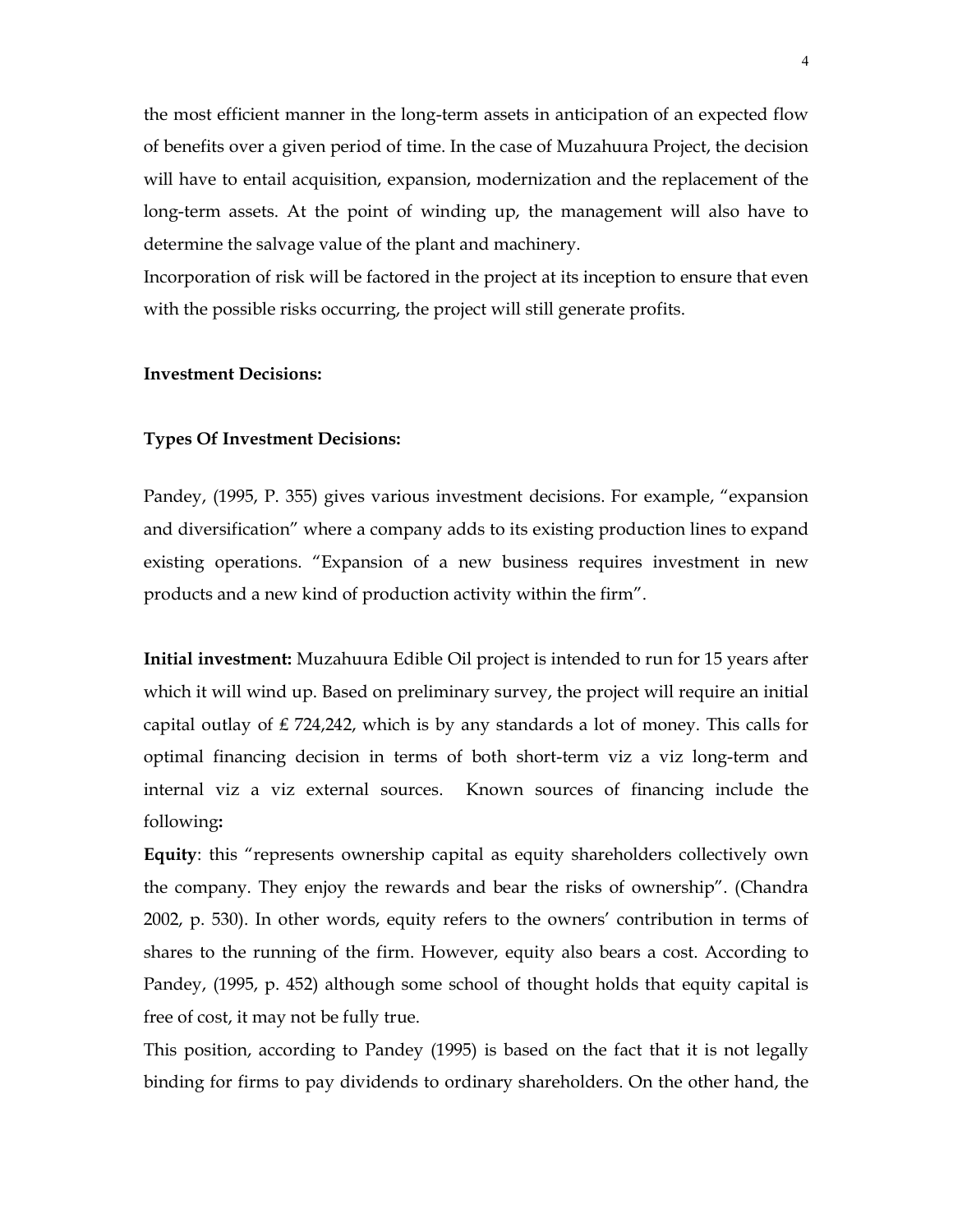the most efficient manner in the long-term assets in anticipation of an expected flow of benefits over a given period of time. In the case of Muzahuura Project, the decision will have to entail acquisition, expansion, modernization and the replacement of the long-term assets. At the point of winding up, the management will also have to determine the salvage value of the plant and machinery.

Incorporation of risk will be factored in the project at its inception to ensure that even with the possible risks occurring, the project will still generate profits.

**Investment Decisions:**

**Types Of Investment Decisions:**

Pandey, (1995, P. 355) gives various investment decisions. For example, "expansion and diversification" where a company adds to its existing production lines to expand existing operations. "Expansion of a new business requires investment in new products and a new kind of production activity within the firm".

**Initial investment:** Muzahuura Edible Oil project is intended to run for 15 years after which it will wind up. Based on preliminary survey, the project will require an initial capital outlay of ₤ 724,242, which is by any standards a lot of money. This calls for optimal financing decision in terms of both short-term viz a viz long-term and internal viz a viz external sources. Known sources of financing include the following**:**

**Equity**: this "represents ownership capital as equity shareholders collectively own the company. They enjoy the rewards and bear the risks of ownership". (Chandra 2002, p. 530). In other words, equity refers to the owners' contribution in terms of shares to the running of the firm. However, equity also bears a cost. According to Pandey, (1995, p. 452) although some school of thought holds that equity capital is free of cost, it may not be fully true.

This position, according to Pandey (1995) is based on the fact that it is not legally binding for firms to pay dividends to ordinary shareholders. On the other hand, the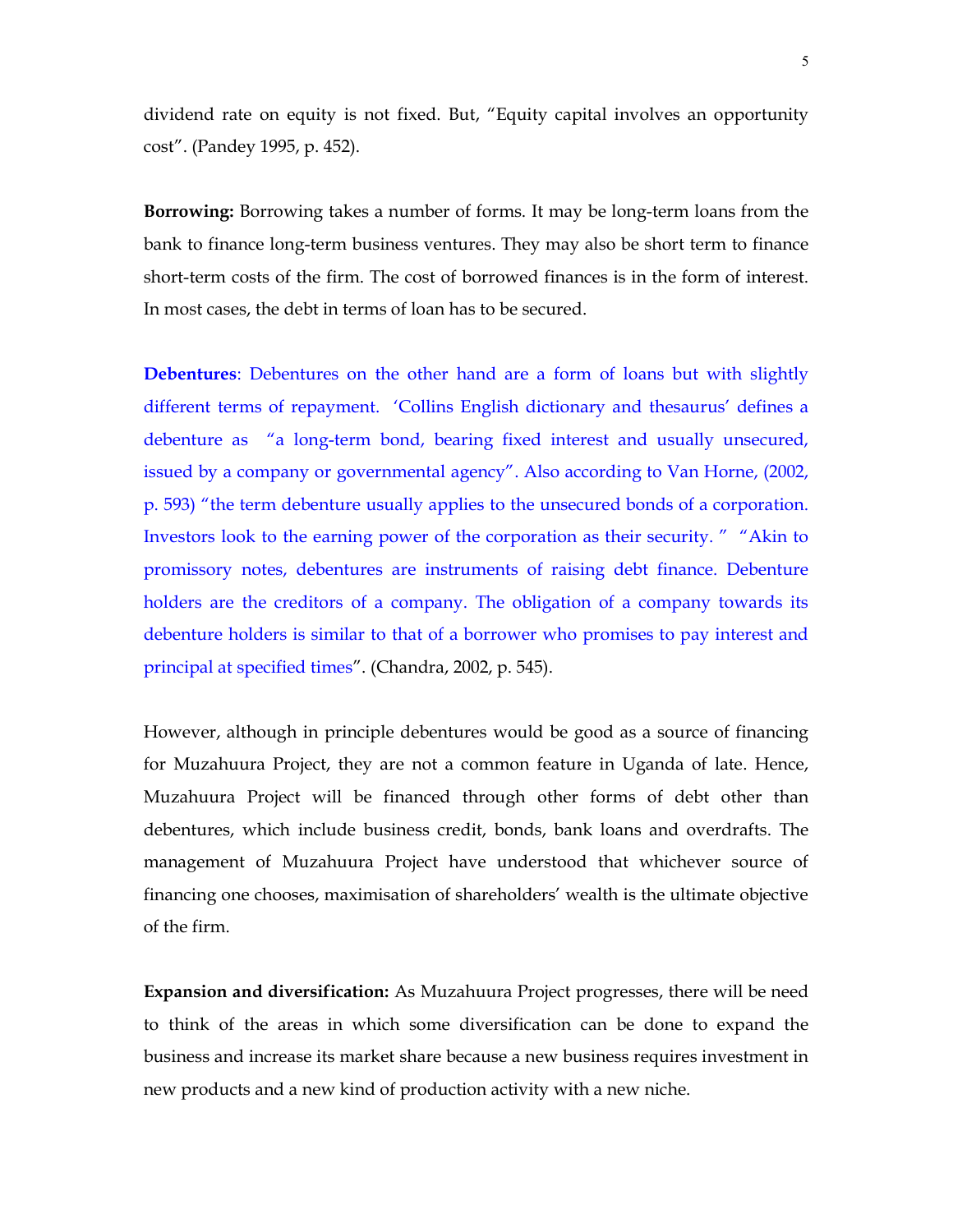dividend rate on equity is not fixed. But, “Equity capital involves an opportunity cost”. (Pandey 1995, p. 452).

**Borrowing:** Borrowing takes a number of forms. It may be long-term loans from the bank to finance long-term business ventures. They may also be short term to finance short-term costs of the firm. The cost of borrowed finances is in the form of interest. In most cases, the debt in terms of loan has to be secured.

**Debentures**: Debentures on the other hand are a form of loans but with slightly different terms of repayment. ‘Collins English dictionary and thesaurus’ defines a debenture as “a long-term bond, bearing fixed interest and usually unsecured, issued by a company or governmental agency”. Also according to Van Horne, (2002, p. 593) “the term debenture usually applies to the unsecured bonds of a corporation. Investors look to the earning power of the corporation as their security.” “Akin to promissory notes, debentures are instruments of raising debt finance. Debenture holders are the creditors of a company. The obligation of a company towards its debenture holders is similar to that of a borrower who promises to pay interest and principal at specified times”. (Chandra, 2002, p. 545).

However, although in principle debentures would be good as a source of financing for Muzahuura Project, they are not a common feature in Uganda of late. Hence, Muzahuura Project will be financed through other forms of debt other than debentures, which include business credit, bonds, bank loans and overdrafts. The management of Muzahuura Project have understood that whichever source of financing one chooses, maximisation of shareholders’ wealth is the ultimate objective of the firm.

**Expansion and diversification:** As Muzahuura Project progresses, there will be need to think of the areas in which some diversification can be done to expand the business and increase its market share because a new business requires investment in new products and a new kind of production activity with a new niche.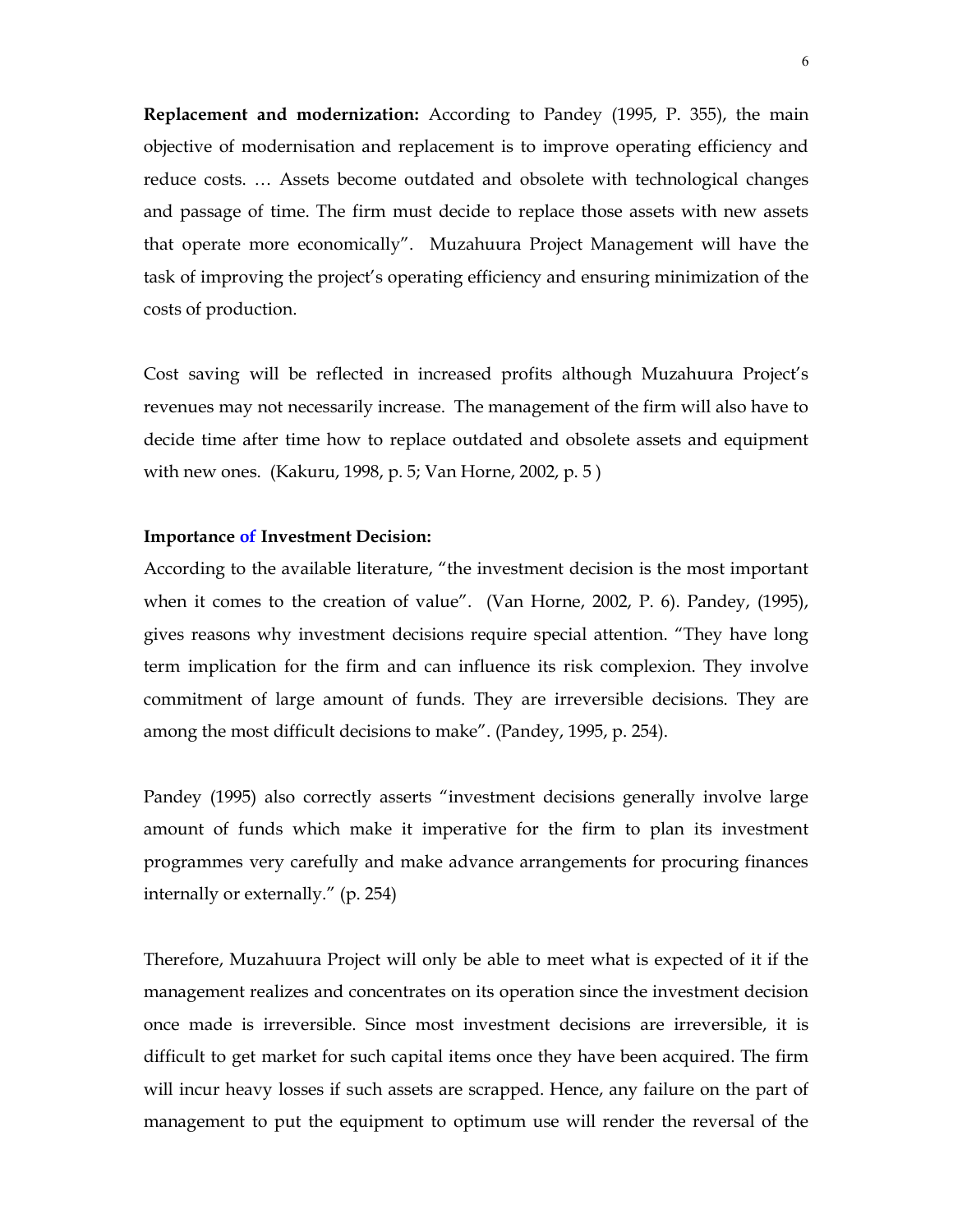**Replacement and modernization:** According to Pandey (1995, P. 355), the main objective of modernisation and replacement is to improve operating efficiency and reduce costs. … Assets become outdated and obsolete with technological changes and passage of time. The firm must decide to replace those assets with new assets that operate more economically". Muzahuura Project Management will have the task of improving the project's operating efficiency and ensuring minimization of the costs of production.

Cost saving will be reflected in increased profits although Muzahuura Project's revenues may not necessarily increase. The management of the firm will also have to decide time after time how to replace outdated and obsolete assets and equipment with new ones. (Kakuru, 1998, p. 5; Van Horne, 2002, p. 5 )

**Importance of Investment Decision:**

According to the available literature, "the investment decision is the most important when it comes to the creation of value". (Van Horne, 2002, P. 6). Pandey, (1995), gives reasons why investment decisions require special attention. "They have long term implication for the firm and can influence its risk complexion. They involve commitment of large amount of funds. They are irreversible decisions. They are among the most difficult decisions to make". (Pandey, 1995, p. 254).

Pandey (1995) also correctly asserts "investment decisions generally involve large amount of funds which make it imperative for the firm to plan its investment programmes very carefully and make advance arrangements for procuring finances internally or externally." (p. 254)

Therefore, Muzahuura Project will only be able to meet what is expected of it if the management realizes and concentrates on its operation since the investment decision once made is irreversible. Since most investment decisions are irreversible, it is difficult to get market for such capital items once they have been acquired. The firm will incur heavy losses if such assets are scrapped. Hence, any failure on the part of management to put the equipment to optimum use will render the reversal of the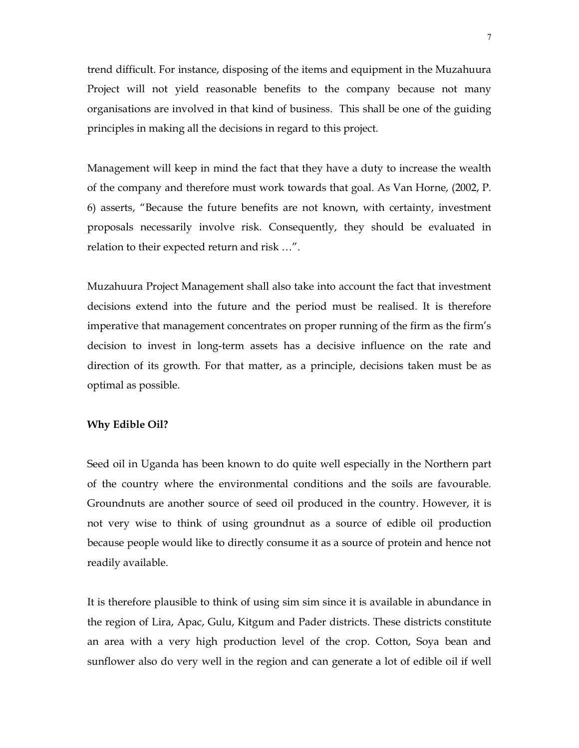trend difficult. For instance, disposing of the items and equipment in the Muzahuura Project will not yield reasonable benefits to the company because not many organisations are involved in that kind of business. This shall be one of the guiding principles in making all the decisions in regard to this project.

Management will keep in mind the fact that they have a duty to increase the wealth of the company and therefore must work towards that goal. As Van Horne, (2002, P. 6) asserts, "Because the future benefits are not known, with certainty, investment proposals necessarily involve risk. Consequently, they should be evaluated in relation to their expected return and risk …".

Muzahuura Project Management shall also take into account the fact that investment decisions extend into the future and the period must be realised. It is therefore imperative that management concentrates on proper running of the firm as the firm's decision to invest in long-term assets has a decisive influence on the rate and direction of its growth. For that matter, as a principle, decisions taken must be as optimal as possible.

**Why Edible Oil?**

Seed oil in Uganda has been known to do quite well especially in the Northern part of the country where the environmental conditions and the soils are favourable. Groundnuts are another source of seed oil produced in the country. However, it is not very wise to think of using groundnut as a source of edible oil production because people would like to directly consume it as a source of protein and hence not readily available.

It is therefore plausible to think of using sim sim since it is available in abundance in the region of Lira, Apac, Gulu, Kitgum and Pader districts. These districts constitute an area with a very high production level of the crop. Cotton, Soya bean and sunflower also do very well in the region and can generate a lot of edible oil if well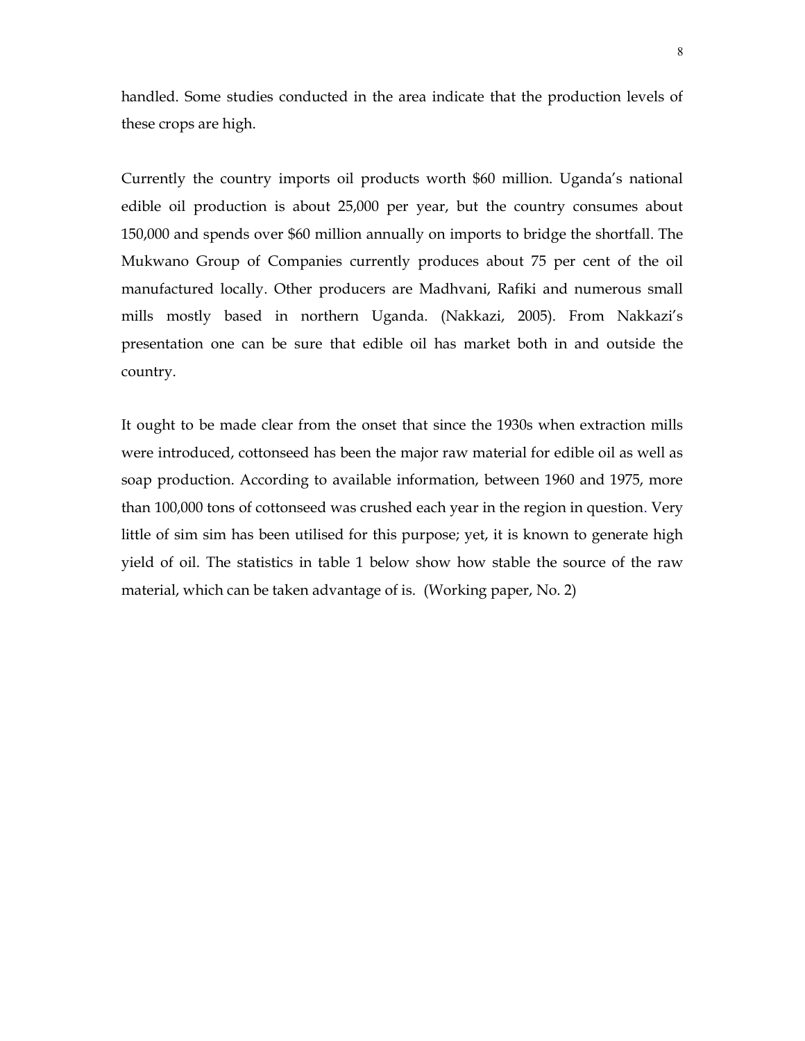handled. Some studies conducted in the area indicate that the production levels of these crops are high.

Currently the country imports oil products worth $60 million. Uganda's national edible oil production is about 25,000 per year, but the country consumes about 150,000 and spends over $60 million annually on imports to bridge the shortfall. The Mukwano Group of Companies currently produces about 75 per cent of the oil manufactured locally. Other producers are Madhvani, Rafiki and numerous small mills mostly based in northern Uganda. (Nakkazi, 2005). From Nakkazi's presentation one can be sure that edible oil has market both in and outside the country.

It ought to be made clear from the onset that since the 1930s when extraction mills were introduced, cottonseed has been the major raw material for edible oil as well as soap production. According to available information, between 1960 and 1975, more than 100,000 tons of cottonseed was crushed each year in the region in question. Very little of sim sim has been utilised for this purpose; yet, it is known to generate high yield of oil. The statistics in table 1 below show how stable the source of the raw material, which can be taken advantage of is. (Working paper, No. 2)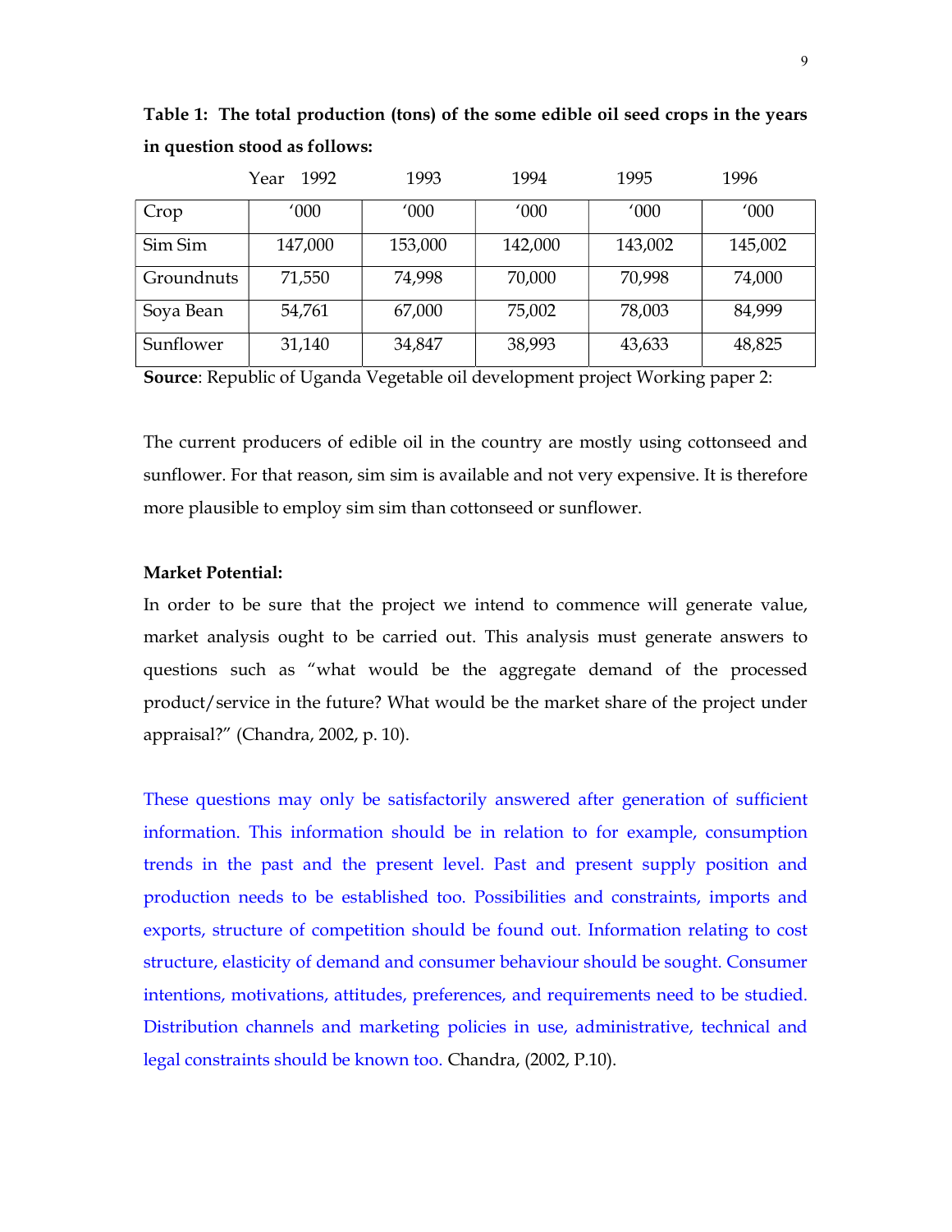**Table 1: The total production (tons) of the some edible oil seed crops in the years in question stood as follows:**

| Year | 1992 | 1993 | 1994 | 1995 | 1996 |
|---|---|---|---|---|---|
| Crop | '000 | '000 | '000 | '000 | '000 |
| Sim Sim | 147,000 | 153,000 | 142,000 | 143,002 | 145,002 |
| Groundnuts | 71,550 | 74,998 | 70,000 | 70,998 | 74,000 |
| Soya Bean | 54,761 | 67,000 | 75,002 | 78,003 | 84,999 |
| Sunflower | 31,140 | 34,847 | 38,993 | 43,633 | 48,825 |

**Source**: Republic of Uganda Vegetable oil development project Working paper 2:

The current producers of edible oil in the country are mostly using cottonseed and sunflower. For that reason, sim sim is available and not very expensive. It is therefore more plausible to employ sim sim than cottonseed or sunflower.

**Market Potential:**

In order to be sure that the project we intend to commence will generate value, market analysis ought to be carried out. This analysis must generate answers to questions such as "what would be the aggregate demand of the processed product/service in the future? What would be the market share of the project under appraisal?" (Chandra, 2002, p. 10).

These questions may only be satisfactorily answered after generation of sufficient information. This information should be in relation to for example, consumption trends in the past and the present level. Past and present supply position and production needs to be established too. Possibilities and constraints, imports and exports, structure of competition should be found out. Information relating to cost structure, elasticity of demand and consumer behaviour should be sought. Consumer intentions, motivations, attitudes, preferences, and requirements need to be studied. Distribution channels and marketing policies in use, administrative, technical and legal constraints should be known too. Chandra, (2002, P.10).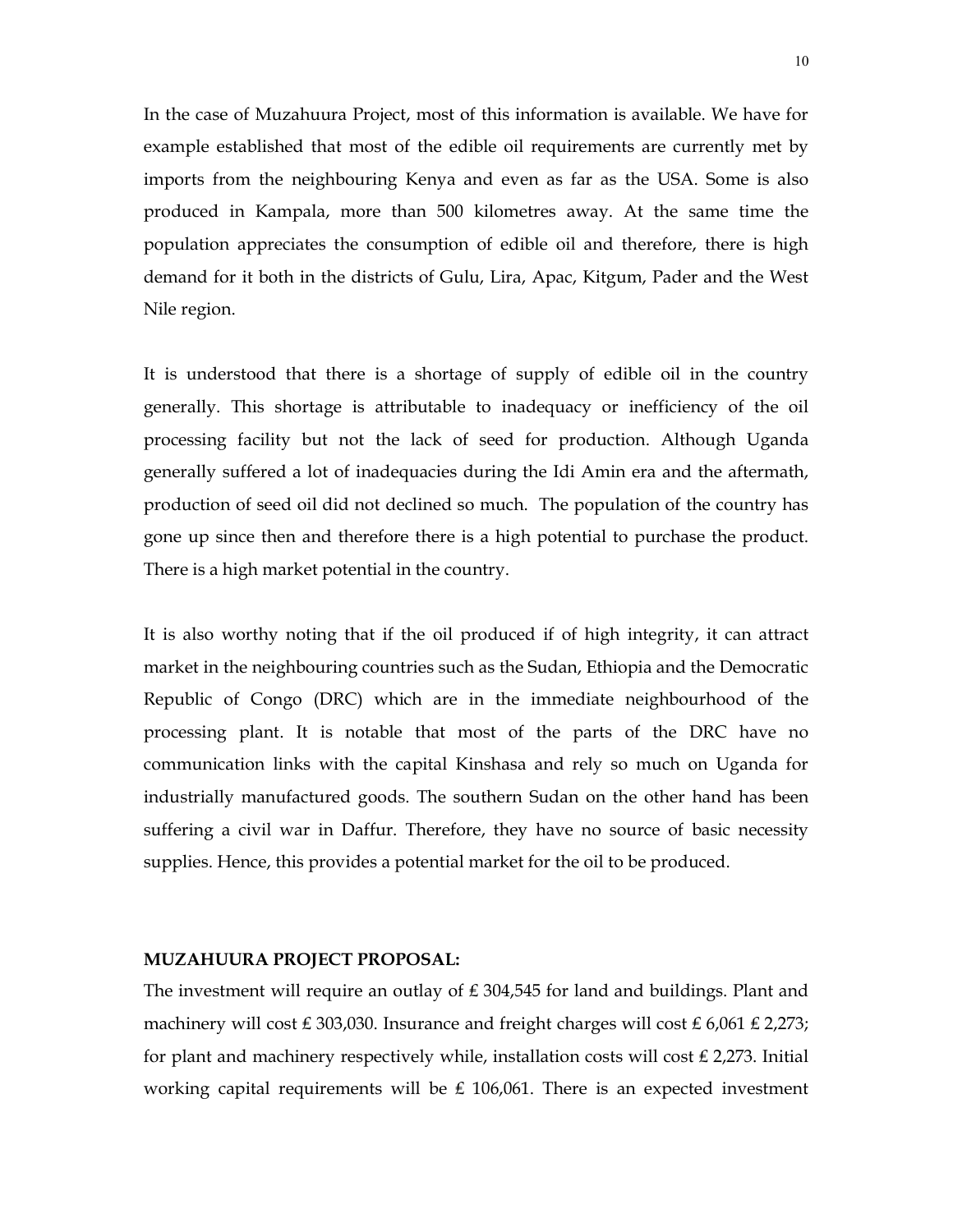In the case of Muzahuura Project, most of this information is available. We have for example established that most of the edible oil requirements are currently met by imports from the neighbouring Kenya and even as far as the USA. Some is also produced in Kampala, more than 500 kilometres away. At the same time the population appreciates the consumption of edible oil and therefore, there is high demand for it both in the districts of Gulu, Lira, Apac, Kitgum, Pader and the West Nile region.

It is understood that there is a shortage of supply of edible oil in the country generally. This shortage is attributable to inadequacy or inefficiency of the oil processing facility but not the lack of seed for production. Although Uganda generally suffered a lot of inadequacies during the Idi Amin era and the aftermath, production of seed oil did not declined so much. The population of the country has gone up since then and therefore there is a high potential to purchase the product. There is a high market potential in the country.

It is also worthy noting that if the oil produced if of high integrity, it can attract market in the neighbouring countries such as the Sudan, Ethiopia and the Democratic Republic of Congo (DRC) which are in the immediate neighbourhood of the processing plant. It is notable that most of the parts of the DRC have no communication links with the capital Kinshasa and rely so much on Uganda for industrially manufactured goods. The southern Sudan on the other hand has been suffering a civil war in Daffur. Therefore, they have no source of basic necessity supplies. Hence, this provides a potential market for the oil to be produced.

**MUZAHUURA PROJECT PROPOSAL:**

The investment will require an outlay of £ 304,545 for land and buildings. Plant and machinery will cost £ 303,030. Insurance and freight charges will cost £ 6,061 £ 2,273; for plant and machinery respectively while, installation costs will cost £ 2,273. Initial working capital requirements will be £ 106,061. There is an expected investment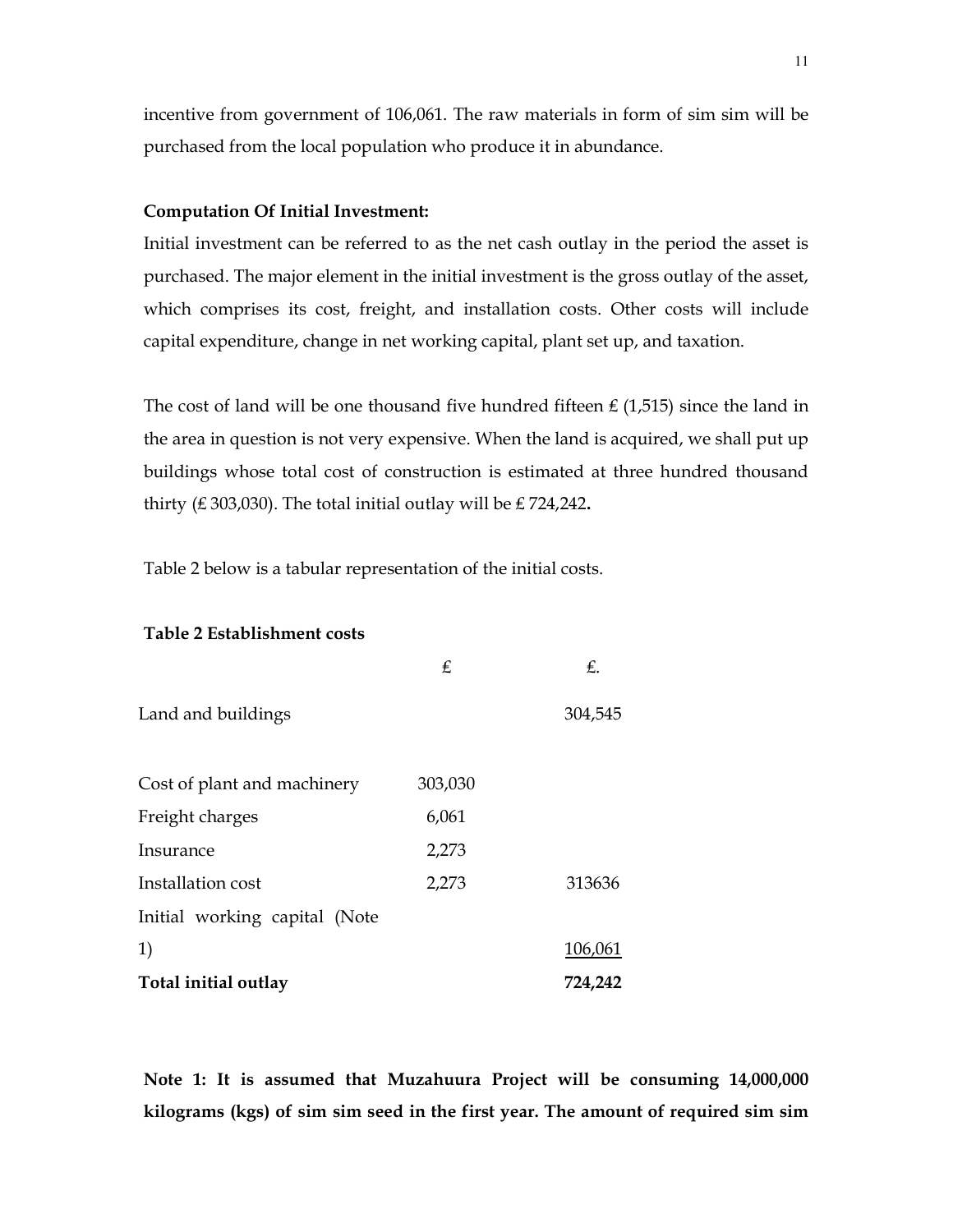incentive from government of 106,061. The raw materials in form of sim sim will be purchased from the local population who produce it in abundance.

**Computation Of Initial Investment:**

Initial investment can be referred to as the net cash outlay in the period the asset is purchased. The major element in the initial investment is the gross outlay of the asset, which comprises its cost, freight, and installation costs. Other costs will include capital expenditure, change in net working capital, plant set up, and taxation.

The cost of land will be one thousand five hundred fifteen ₤ (1,515) since the land in the area in question is not very expensive. When the land is acquired, we shall put up buildings whose total cost of construction is estimated at three hundred thousand thirty (₤ 303,030). The total initial outlay will be ₤ 724,242**.**

Table 2 below is a tabular representation of the initial costs.

**Table 2 Establishment costs**

| | ₤ | ₤. |
|---|---|---|
| Land and buildings | | 304,545 |
| | | |
| Cost of plant and machinery | 303,030 | |
| Freight charges | 6,061 | |
| Insurance | 2,273 | |
| Installation cost | 2,273 | 313636 |
| Initial working capital (Note 1) | | 106,061 |
| **Total initial outlay** | | **724,242** |

**Note 1: It is assumed that Muzahuura Project will be consuming 14,000,000 kilograms (kgs) of sim sim seed in the first year. The amount of required sim sim**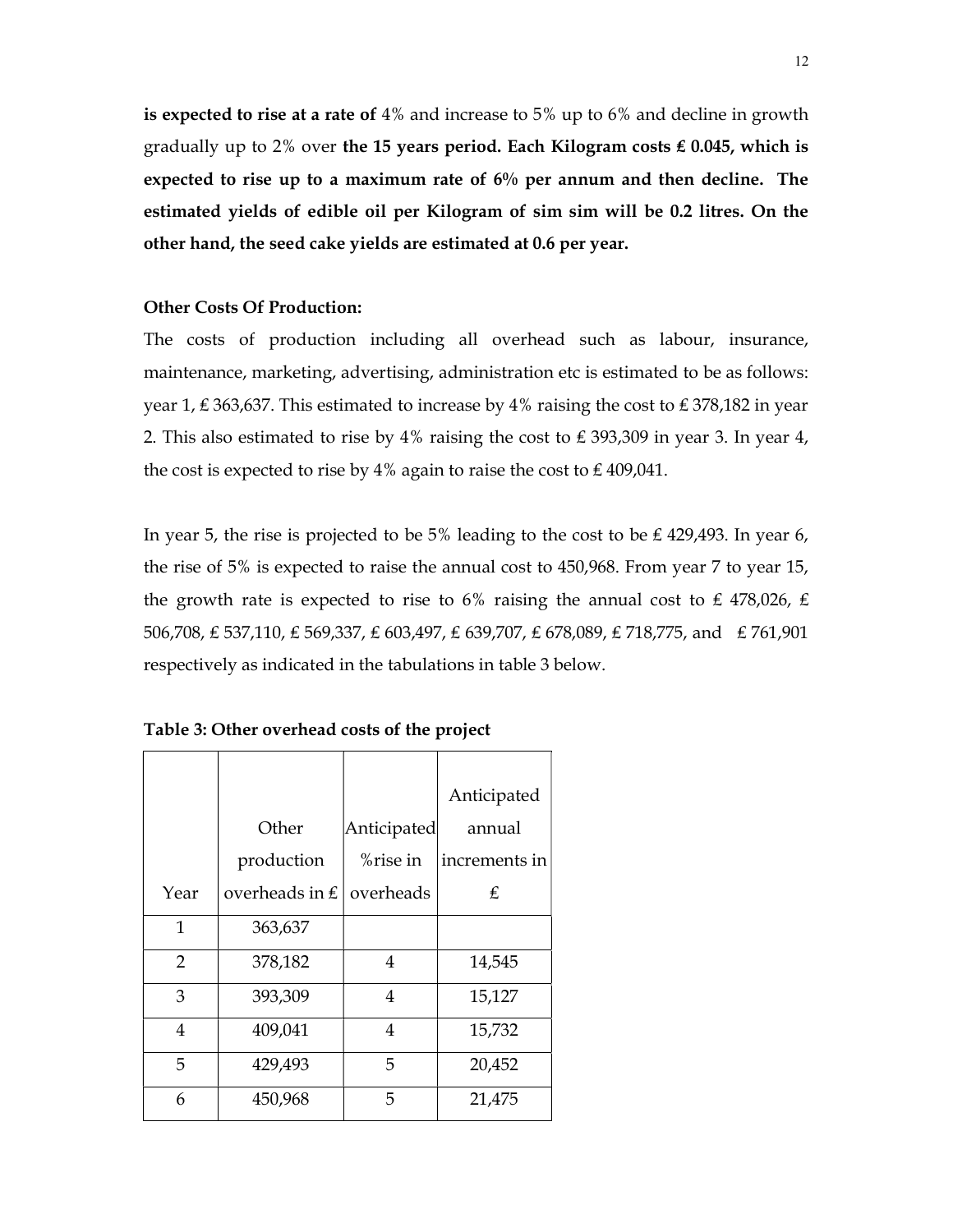**is expected to rise at a rate of** 4% and increase to 5% up to 6% and decline in growth gradually up to 2% over **the 15 years period. Each Kilogram costs £ 0.045, which is expected to rise up to a maximum rate of 6% per annum and then decline. The estimated yields of edible oil per Kilogram of sim sim will be 0.2 litres. On the other hand, the seed cake yields are estimated at 0.6 per year.**

**Other Costs Of Production:**

The costs of production including all overhead such as labour, insurance, maintenance, marketing, advertising, administration etc is estimated to be as follows: year 1, £ 363,637. This estimated to increase by 4% raising the cost to £ 378,182 in year 2. This also estimated to rise by 4% raising the cost to £ 393,309 in year 3. In year 4, the cost is expected to rise by 4% again to raise the cost to £ 409,041.

In year 5, the rise is projected to be 5% leading to the cost to be £ 429,493. In year 6, the rise of 5% is expected to raise the annual cost to 450,968. From year 7 to year 15, the growth rate is expected to rise to 6% raising the annual cost to £ 478,026, £ 506,708, £ 537,110, £ 569,337, £ 603,497, £ 639,707, £ 678,089, £ 718,775, and £ 761,901 respectively as indicated in the tabulations in table 3 below.

**Table 3: Other overhead costs of the project**

| Year | Other production overheads in £ | Anticipated %rise in overheads | Anticipated annual increments in £ |
|---|---|---|---|
| 1 | 363,637 | | |
| 2 | 378,182 | 4 | 14,545 |
| 3 | 393,309 | 4 | 15,127 |
| 4 | 409,041 | 4 | 15,732 |
| 5 | 429,493 | 5 | 20,452 |
| 6 | 450,968 | 5 | 21,475 |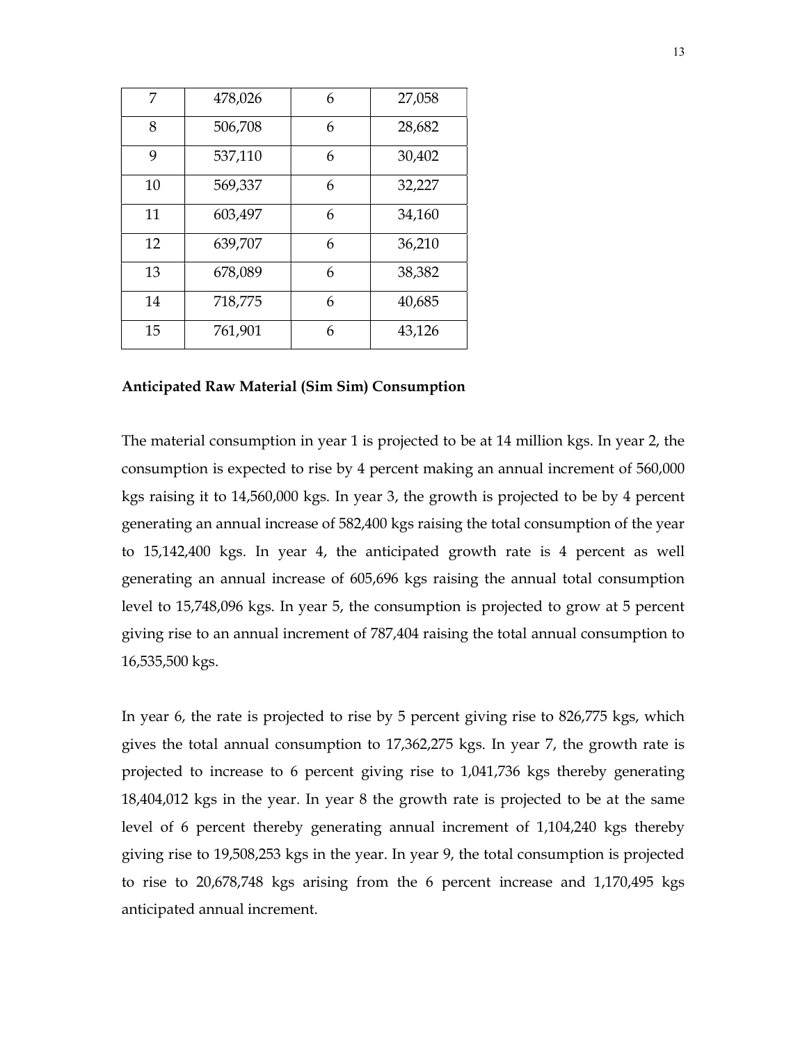| | | | |
|---|---|---|---|
| 7 | 478,026 | 6 | 27,058 |
| 8 | 506,708 | 6 | 28,682 |
| 9 | 537,110 | 6 | 30,402 |
| 10 | 569,337 | 6 | 32,227 |
| 11 | 603,497 | 6 | 34,160 |
| 12 | 639,707 | 6 | 36,210 |
| 13 | 678,089 | 6 | 38,382 |
| 14 | 718,775 | 6 | 40,685 |
| 15 | 761,901 | 6 | 43,126 |

**Anticipated Raw Material (Sim Sim) Consumption**

The material consumption in year 1 is projected to be at 14 million kgs. In year 2, the consumption is expected to rise by 4 percent making an annual increment of 560,000 kgs raising it to 14,560,000 kgs. In year 3, the growth is projected to be by 4 percent generating an annual increase of 582,400 kgs raising the total consumption of the year to 15,142,400 kgs. In year 4, the anticipated growth rate is 4 percent as well generating an annual increase of 605,696 kgs raising the annual total consumption level to 15,748,096 kgs. In year 5, the consumption is projected to grow at 5 percent giving rise to an annual increment of 787,404 raising the total annual consumption to 16,535,500 kgs.

In year 6, the rate is projected to rise by 5 percent giving rise to 826,775 kgs, which gives the total annual consumption to 17,362,275 kgs. In year 7, the growth rate is projected to increase to 6 percent giving rise to 1,041,736 kgs thereby generating 18,404,012 kgs in the year. In year 8 the growth rate is projected to be at the same level of 6 percent thereby generating annual increment of 1,104,240 kgs thereby giving rise to 19,508,253 kgs in the year. In year 9, the total consumption is projected to rise to 20,678,748 kgs arising from the 6 percent increase and 1,170,495 kgs anticipated annual increment.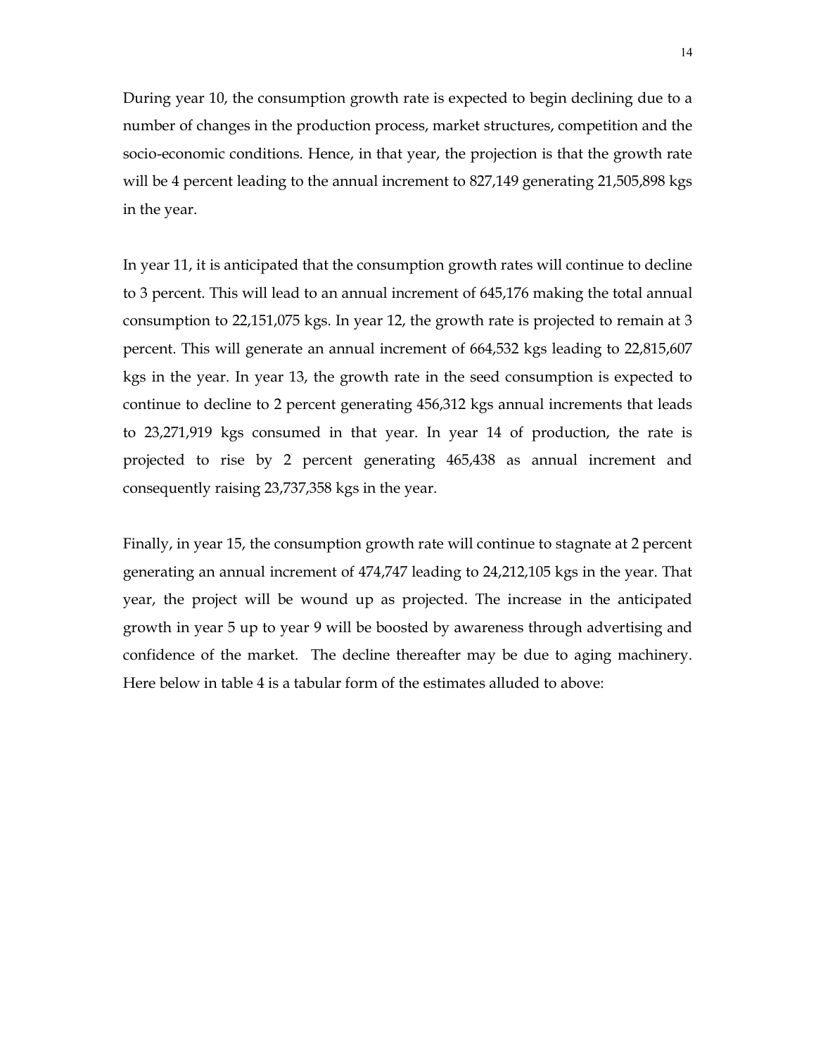During year 10, the consumption growth rate is expected to begin declining due to a number of changes in the production process, market structures, competition and the socio-economic conditions. Hence, in that year, the projection is that the growth rate will be 4 percent leading to the annual increment to 827,149 generating 21,505,898 kgs in the year.

In year 11, it is anticipated that the consumption growth rates will continue to decline to 3 percent. This will lead to an annual increment of 645,176 making the total annual consumption to 22,151,075 kgs. In year 12, the growth rate is projected to remain at 3 percent. This will generate an annual increment of 664,532 kgs leading to 22,815,607 kgs in the year. In year 13, the growth rate in the seed consumption is expected to continue to decline to 2 percent generating 456,312 kgs annual increments that leads to 23,271,919 kgs consumed in that year. In year 14 of production, the rate is projected to rise by 2 percent generating 465,438 as annual increment and consequently raising 23,737,358 kgs in the year.

Finally, in year 15, the consumption growth rate will continue to stagnate at 2 percent generating an annual increment of 474,747 leading to 24,212,105 kgs in the year. That year, the project will be wound up as projected. The increase in the anticipated growth in year 5 up to year 9 will be boosted by awareness through advertising and confidence of the market. The decline thereafter may be due to aging machinery. Here below in table 4 is a tabular form of the estimates alluded to above: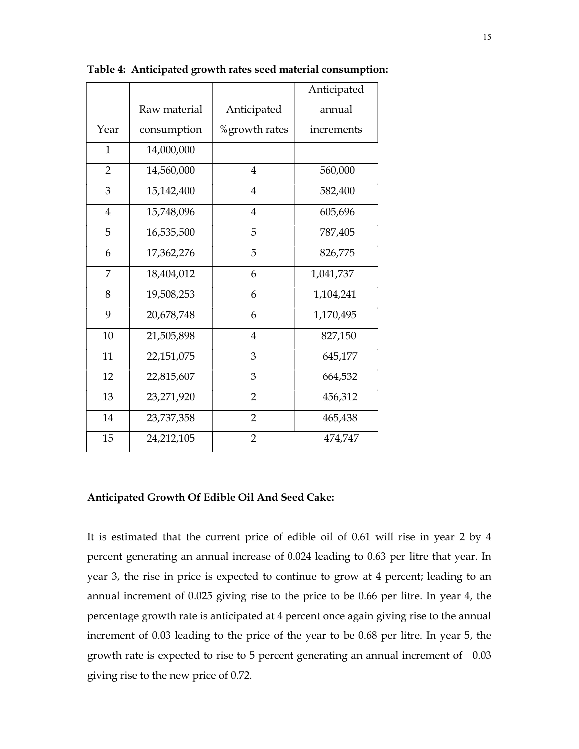**Table 4: Anticipated growth rates seed material consumption:**

| Year | Raw material consumption | Anticipated %growth rates | Anticipated annual increments |
|---|---|---|---|
| 1 | 14,000,000 | | |
| 2 | 14,560,000 | 4 | 560,000 |
| 3 | 15,142,400 | 4 | 582,400 |
| 4 | 15,748,096 | 4 | 605,696 |
| 5 | 16,535,500 | 5 | 787,405 |
| 6 | 17,362,276 | 5 | 826,775 |
| 7 | 18,404,012 | 6 | 1,041,737 |
| 8 | 19,508,253 | 6 | 1,104,241 |
| 9 | 20,678,748 | 6 | 1,170,495 |
| 10 | 21,505,898 | 4 | 827,150 |
| 11 | 22,151,075 | 3 | 645,177 |
| 12 | 22,815,607 | 3 | 664,532 |
| 13 | 23,271,920 | 2 | 456,312 |
| 14 | 23,737,358 | 2 | 465,438 |
| 15 | 24,212,105 | 2 | 474,747 |

**Anticipated Growth Of Edible Oil And Seed Cake:**

It is estimated that the current price of edible oil of 0.61 will rise in year 2 by 4 percent generating an annual increase of 0.024 leading to 0.63 per litre that year. In year 3, the rise in price is expected to continue to grow at 4 percent; leading to an annual increment of 0.025 giving rise to the price to be 0.66 per litre. In year 4, the percentage growth rate is anticipated at 4 percent once again giving rise to the annual increment of 0.03 leading to the price of the year to be 0.68 per litre. In year 5, the growth rate is expected to rise to 5 percent generating an annual increment of 0.03 giving rise to the new price of 0.72.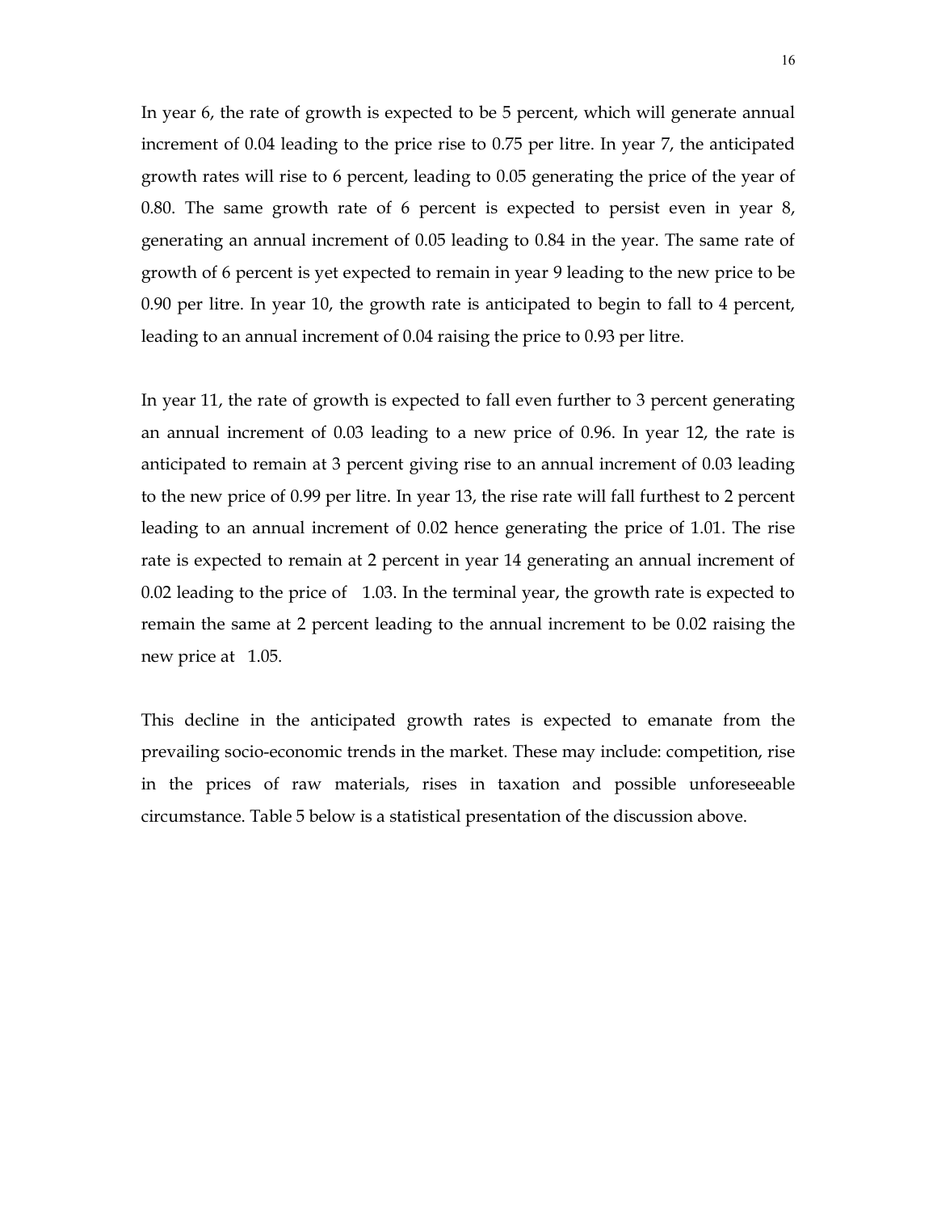In year 6, the rate of growth is expected to be 5 percent, which will generate annual increment of 0.04 leading to the price rise to 0.75 per litre. In year 7, the anticipated growth rates will rise to 6 percent, leading to 0.05 generating the price of the year of 0.80. The same growth rate of 6 percent is expected to persist even in year 8, generating an annual increment of 0.05 leading to 0.84 in the year. The same rate of growth of 6 percent is yet expected to remain in year 9 leading to the new price to be 0.90 per litre. In year 10, the growth rate is anticipated to begin to fall to 4 percent, leading to an annual increment of 0.04 raising the price to 0.93 per litre.

In year 11, the rate of growth is expected to fall even further to 3 percent generating an annual increment of 0.03 leading to a new price of 0.96. In year 12, the rate is anticipated to remain at 3 percent giving rise to an annual increment of 0.03 leading to the new price of 0.99 per litre. In year 13, the rise rate will fall furthest to 2 percent leading to an annual increment of 0.02 hence generating the price of 1.01. The rise rate is expected to remain at 2 percent in year 14 generating an annual increment of 0.02 leading to the price of 1.03. In the terminal year, the growth rate is expected to remain the same at 2 percent leading to the annual increment to be 0.02 raising the new price at 1.05.

This decline in the anticipated growth rates is expected to emanate from the prevailing socio-economic trends in the market. These may include: competition, rise in the prices of raw materials, rises in taxation and possible unforeseeable circumstance. Table 5 below is a statistical presentation of the discussion above.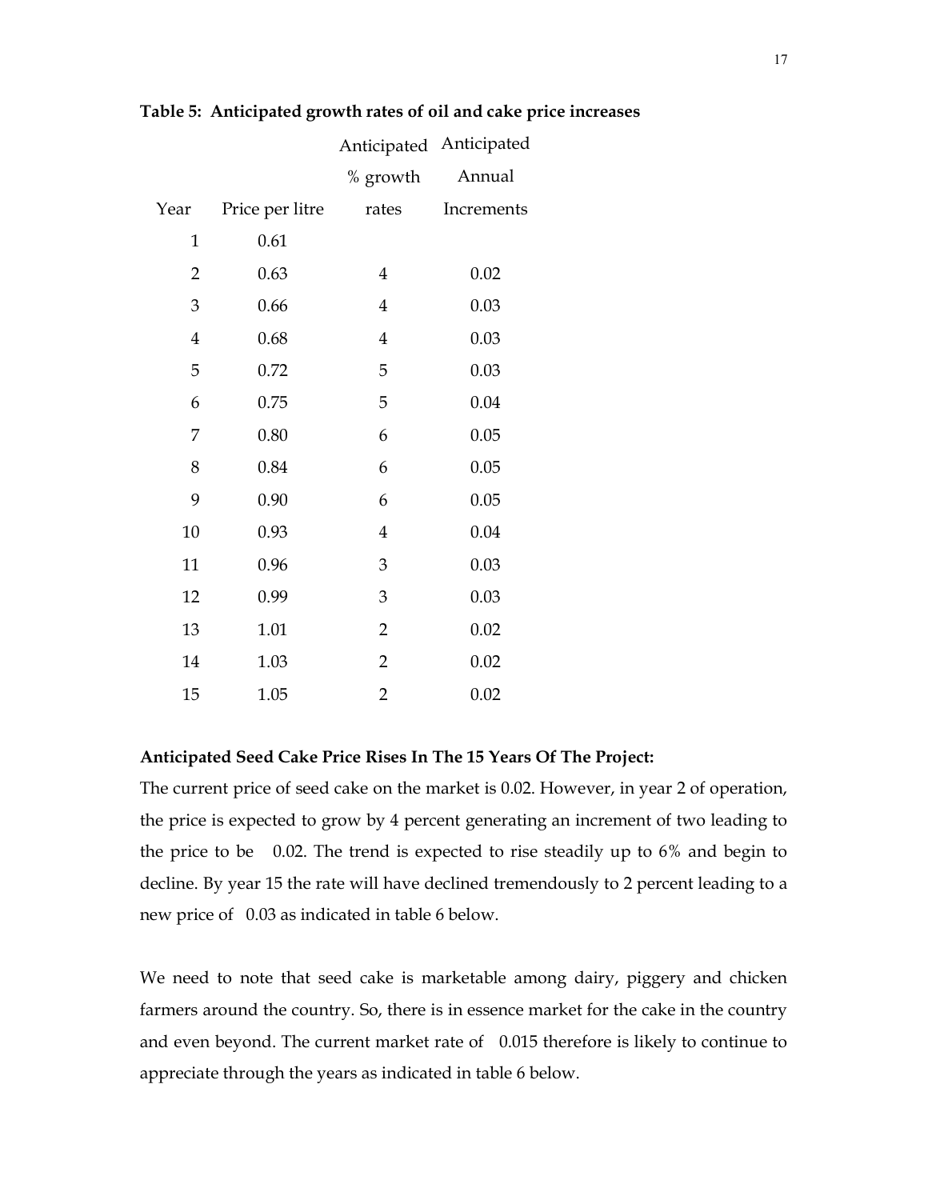**Table 5: Anticipated growth rates of oil and cake price increases**

| Year | Price per litre | Anticipated % growth rates | Anticipated Annual Increments |
|---|---|---|---|
| 1 | 0.61 | | |
| 2 | 0.63 | 4 | 0.02 |
| 3 | 0.66 | 4 | 0.03 |
| 4 | 0.68 | 4 | 0.03 |
| 5 | 0.72 | 5 | 0.03 |
| 6 | 0.75 | 5 | 0.04 |
| 7 | 0.80 | 6 | 0.05 |
| 8 | 0.84 | 6 | 0.05 |
| 9 | 0.90 | 6 | 0.05 |
| 10 | 0.93 | 4 | 0.04 |
| 11 | 0.96 | 3 | 0.03 |
| 12 | 0.99 | 3 | 0.03 |
| 13 | 1.01 | 2 | 0.02 |
| 14 | 1.03 | 2 | 0.02 |
| 15 | 1.05 | 2 | 0.02 |

**Anticipated Seed Cake Price Rises In The 15 Years Of The Project:**

The current price of seed cake on the market is 0.02. However, in year 2 of operation, the price is expected to grow by 4 percent generating an increment of two leading to the price to be 0.02. The trend is expected to rise steadily up to 6% and begin to decline. By year 15 the rate will have declined tremendously to 2 percent leading to a new price of 0.03 as indicated in table 6 below.

We need to note that seed cake is marketable among dairy, piggery and chicken farmers around the country. So, there is in essence market for the cake in the country and even beyond. The current market rate of 0.015 therefore is likely to continue to appreciate through the years as indicated in table 6 below.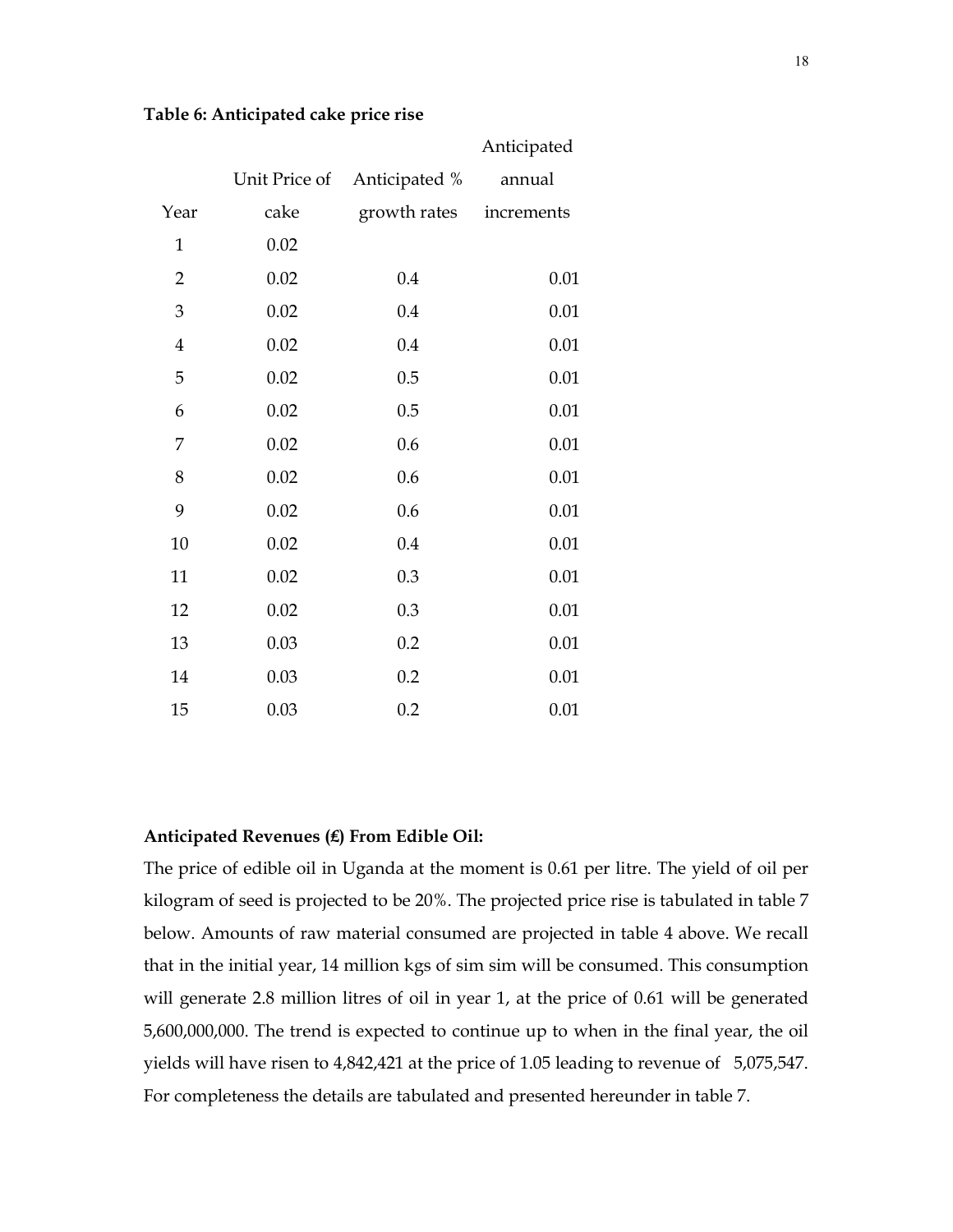**Table 6: Anticipated cake price rise**

| Year | Unit Price of cake | Anticipated % growth rates | Anticipated annual increments |
|---|---|---|---|
| 1 | 0.02 | | |
| 2 | 0.02 | 0.4 | 0.01 |
| 3 | 0.02 | 0.4 | 0.01 |
| 4 | 0.02 | 0.4 | 0.01 |
| 5 | 0.02 | 0.5 | 0.01 |
| 6 | 0.02 | 0.5 | 0.01 |
| 7 | 0.02 | 0.6 | 0.01 |
| 8 | 0.02 | 0.6 | 0.01 |
| 9 | 0.02 | 0.6 | 0.01 |
| 10 | 0.02 | 0.4 | 0.01 |
| 11 | 0.02 | 0.3 | 0.01 |
| 12 | 0.02 | 0.3 | 0.01 |
| 13 | 0.03 | 0.2 | 0.01 |
| 14 | 0.03 | 0.2 | 0.01 |
| 15 | 0.03 | 0.2 | 0.01 |

**Anticipated Revenues (₤) From Edible Oil:**

The price of edible oil in Uganda at the moment is 0.61 per litre. The yield of oil per kilogram of seed is projected to be 20%. The projected price rise is tabulated in table 7 below. Amounts of raw material consumed are projected in table 4 above. We recall that in the initial year, 14 million kgs of sim sim will be consumed. This consumption will generate 2.8 million litres of oil in year 1, at the price of 0.61 will be generated 5,600,000,000. The trend is expected to continue up to when in the final year, the oil yields will have risen to 4,842,421 at the price of 1.05 leading to revenue of 5,075,547. For completeness the details are tabulated and presented hereunder in table 7.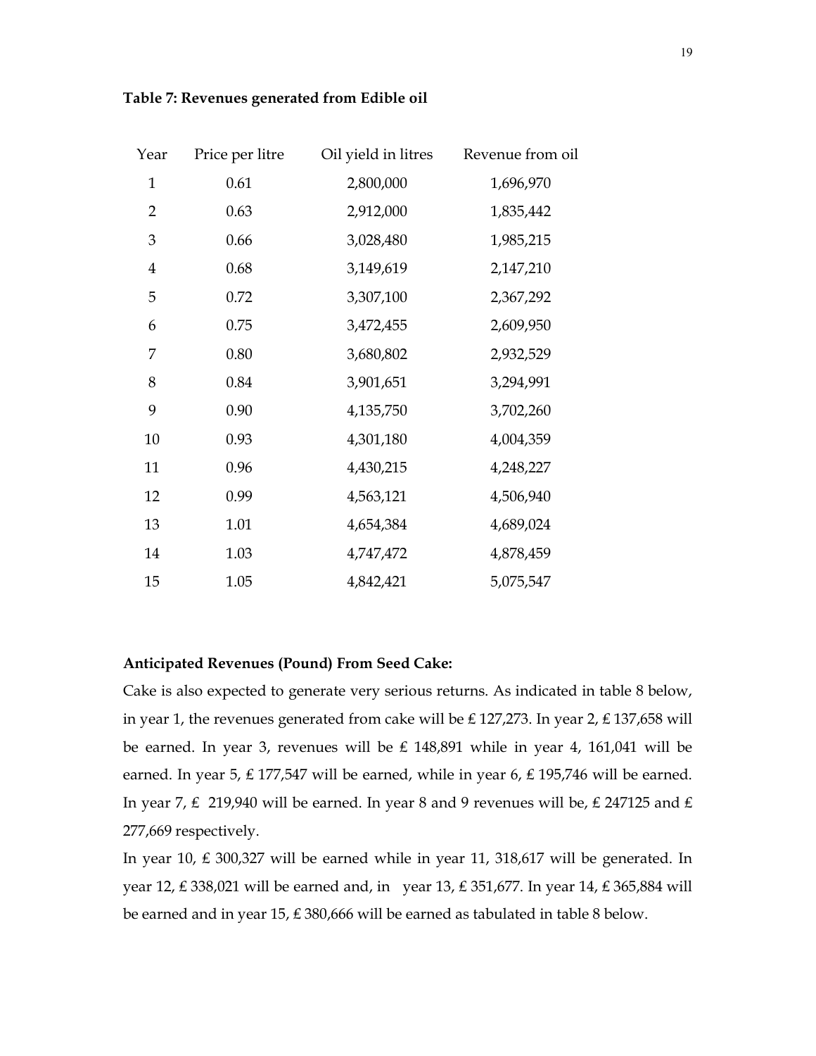**Table 7: Revenues generated from Edible oil**

| Year | Price per litre | Oil yield in litres | Revenue from oil |
|---|---|---|---|
| 1 | 0.61 | 2,800,000 | 1,696,970 |
| 2 | 0.63 | 2,912,000 | 1,835,442 |
| 3 | 0.66 | 3,028,480 | 1,985,215 |
| 4 | 0.68 | 3,149,619 | 2,147,210 |
| 5 | 0.72 | 3,307,100 | 2,367,292 |
| 6 | 0.75 | 3,472,455 | 2,609,950 |
| 7 | 0.80 | 3,680,802 | 2,932,529 |
| 8 | 0.84 | 3,901,651 | 3,294,991 |
| 9 | 0.90 | 4,135,750 | 3,702,260 |
| 10 | 0.93 | 4,301,180 | 4,004,359 |
| 11 | 0.96 | 4,430,215 | 4,248,227 |
| 12 | 0.99 | 4,563,121 | 4,506,940 |
| 13 | 1.01 | 4,654,384 | 4,689,024 |
| 14 | 1.03 | 4,747,472 | 4,878,459 |
| 15 | 1.05 | 4,842,421 | 5,075,547 |

**Anticipated Revenues (Pound) From Seed Cake:**

Cake is also expected to generate very serious returns. As indicated in table 8 below, in year 1, the revenues generated from cake will be ₤ 127,273. In year 2, ₤ 137,658 will be earned. In year 3, revenues will be ₤ 148,891 while in year 4, 161,041 will be earned. In year 5, ₤ 177,547 will be earned, while in year 6, ₤ 195,746 will be earned. In year 7, ₤ 219,940 will be earned. In year 8 and 9 revenues will be, ₤ 247125 and ₤ 277,669 respectively.

In year 10, ₤ 300,327 will be earned while in year 11, 318,617 will be generated. In year 12, ₤ 338,021 will be earned and, in year 13, ₤ 351,677. In year 14, ₤ 365,884 will be earned and in year 15, ₤ 380,666 will be earned as tabulated in table 8 below.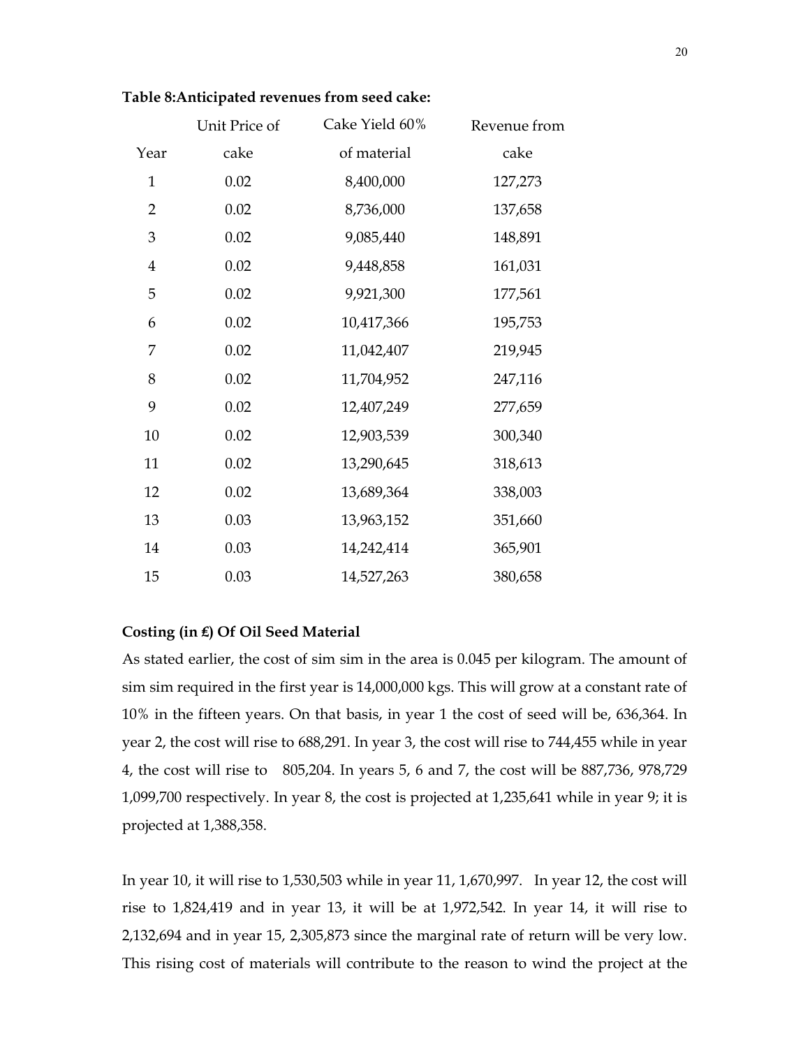**Table 8:Anticipated revenues from seed cake:**

| Year | Unit Price of cake | Cake Yield 60% of material | Revenue from cake |
|---|---|---|---|
| 1 | 0.02 | 8,400,000 | 127,273 |
| 2 | 0.02 | 8,736,000 | 137,658 |
| 3 | 0.02 | 9,085,440 | 148,891 |
| 4 | 0.02 | 9,448,858 | 161,031 |
| 5 | 0.02 | 9,921,300 | 177,561 |
| 6 | 0.02 | 10,417,366 | 195,753 |
| 7 | 0.02 | 11,042,407 | 219,945 |
| 8 | 0.02 | 11,704,952 | 247,116 |
| 9 | 0.02 | 12,407,249 | 277,659 |
| 10 | 0.02 | 12,903,539 | 300,340 |
| 11 | 0.02 | 13,290,645 | 318,613 |
| 12 | 0.02 | 13,689,364 | 338,003 |
| 13 | 0.03 | 13,963,152 | 351,660 |
| 14 | 0.03 | 14,242,414 | 365,901 |
| 15 | 0.03 | 14,527,263 | 380,658 |

**Costing (in £) Of Oil Seed Material**

As stated earlier, the cost of sim sim in the area is 0.045 per kilogram. The amount of sim sim required in the first year is 14,000,000 kgs. This will grow at a constant rate of 10% in the fifteen years. On that basis, in year 1 the cost of seed will be, 636,364. In year 2, the cost will rise to 688,291. In year 3, the cost will rise to 744,455 while in year 4, the cost will rise to 805,204. In years 5, 6 and 7, the cost will be 887,736, 978,729 1,099,700 respectively. In year 8, the cost is projected at 1,235,641 while in year 9; it is projected at 1,388,358.

In year 10, it will rise to 1,530,503 while in year 11, 1,670,997. In year 12, the cost will rise to 1,824,419 and in year 13, it will be at 1,972,542. In year 14, it will rise to 2,132,694 and in year 15, 2,305,873 since the marginal rate of return will be very low. This rising cost of materials will contribute to the reason to wind the project at the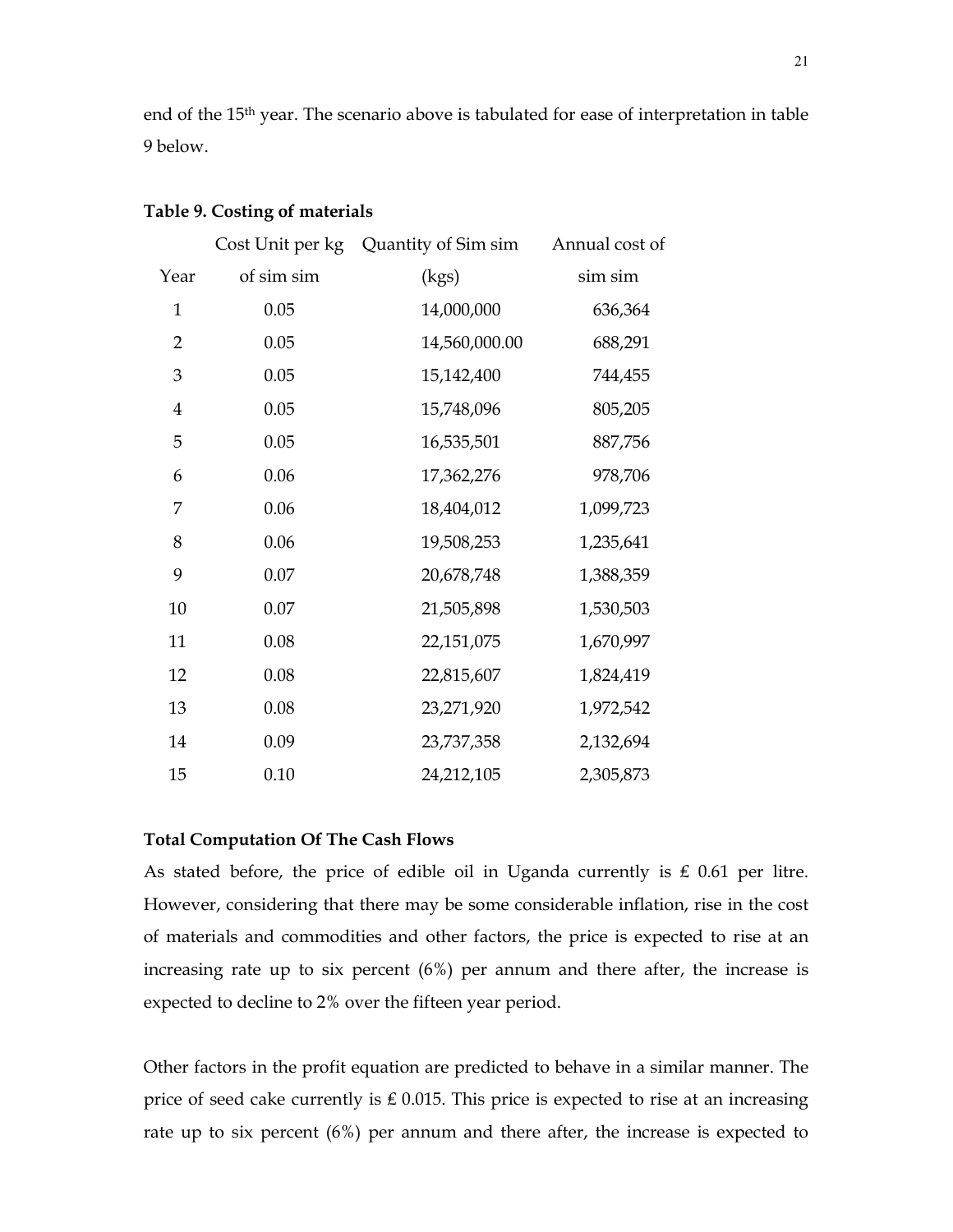end of the 15th year. The scenario above is tabulated for ease of interpretation in table 9 below.

**Table 9. Costing of materials**

| Year | Cost Unit per kg of sim sim | Quantity of Sim sim (kgs) | Annual cost of sim sim |
|---|---|---|---|
| 1 | 0.05 | 14,000,000 | 636,364 |
| 2 | 0.05 | 14,560,000.00 | 688,291 |
| 3 | 0.05 | 15,142,400 | 744,455 |
| 4 | 0.05 | 15,748,096 | 805,205 |
| 5 | 0.05 | 16,535,501 | 887,756 |
| 6 | 0.06 | 17,362,276 | 978,706 |
| 7 | 0.06 | 18,404,012 | 1,099,723 |
| 8 | 0.06 | 19,508,253 | 1,235,641 |
| 9 | 0.07 | 20,678,748 | 1,388,359 |
| 10 | 0.07 | 21,505,898 | 1,530,503 |
| 11 | 0.08 | 22,151,075 | 1,670,997 |
| 12 | 0.08 | 22,815,607 | 1,824,419 |
| 13 | 0.08 | 23,271,920 | 1,972,542 |
| 14 | 0.09 | 23,737,358 | 2,132,694 |
| 15 | 0.10 | 24,212,105 | 2,305,873 |

**Total Computation Of The Cash Flows**

As stated before, the price of edible oil in Uganda currently is ₤ 0.61 per litre. However, considering that there may be some considerable inflation, rise in the cost of materials and commodities and other factors, the price is expected to rise at an increasing rate up to six percent (6%) per annum and there after, the increase is expected to decline to 2% over the fifteen year period.

Other factors in the profit equation are predicted to behave in a similar manner. The price of seed cake currently is ₤ 0.015. This price is expected to rise at an increasing rate up to six percent (6%) per annum and there after, the increase is expected to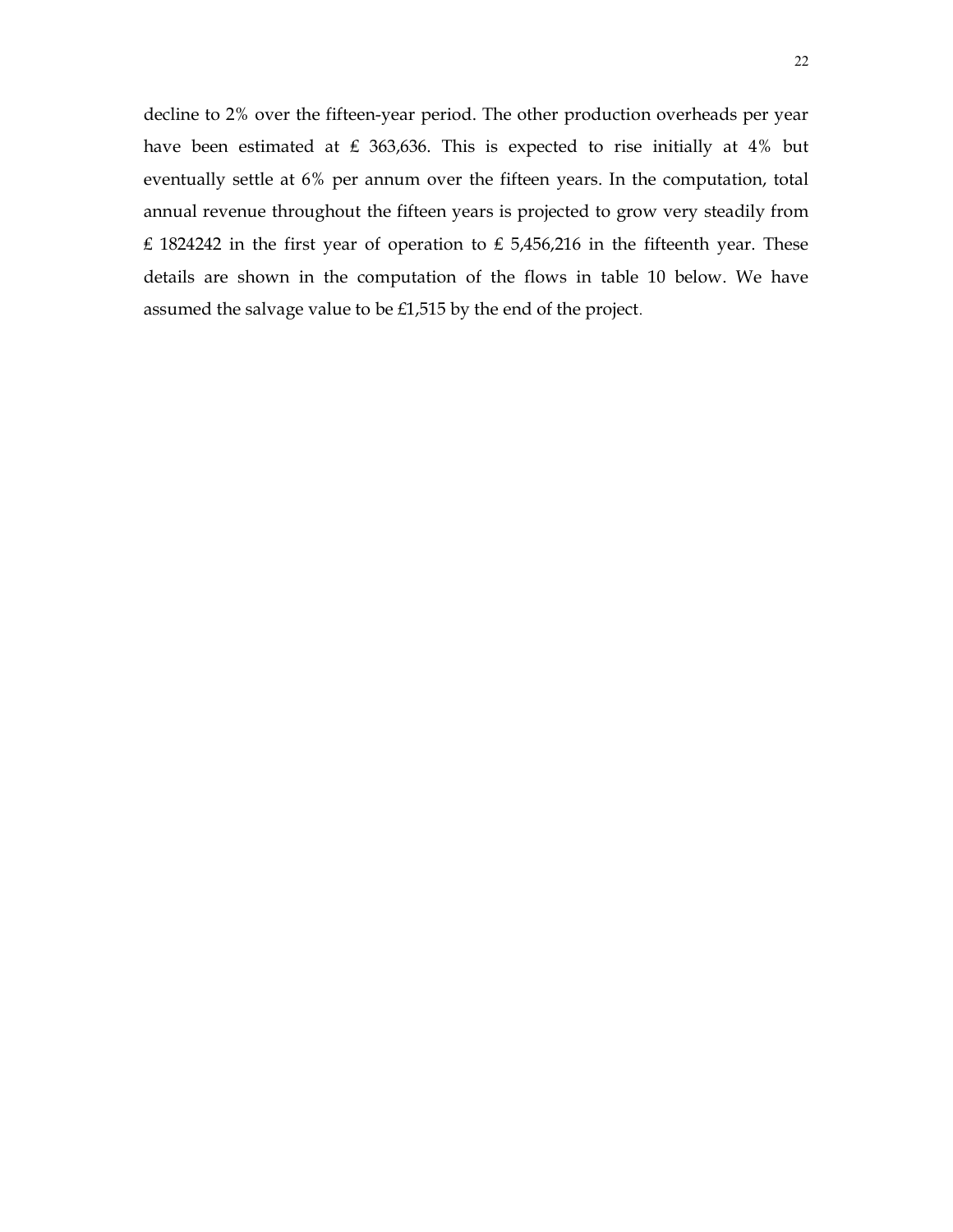decline to 2% over the fifteen-year period. The other production overheads per year have been estimated at ₤ 363,636. This is expected to rise initially at 4% but eventually settle at 6% per annum over the fifteen years. In the computation, total annual revenue throughout the fifteen years is projected to grow very steadily from ₤ 1824242 in the first year of operation to ₤ 5,456,216 in the fifteenth year. These details are shown in the computation of the flows in table 10 below. We have assumed the salvage value to be £1,515 by the end of the project.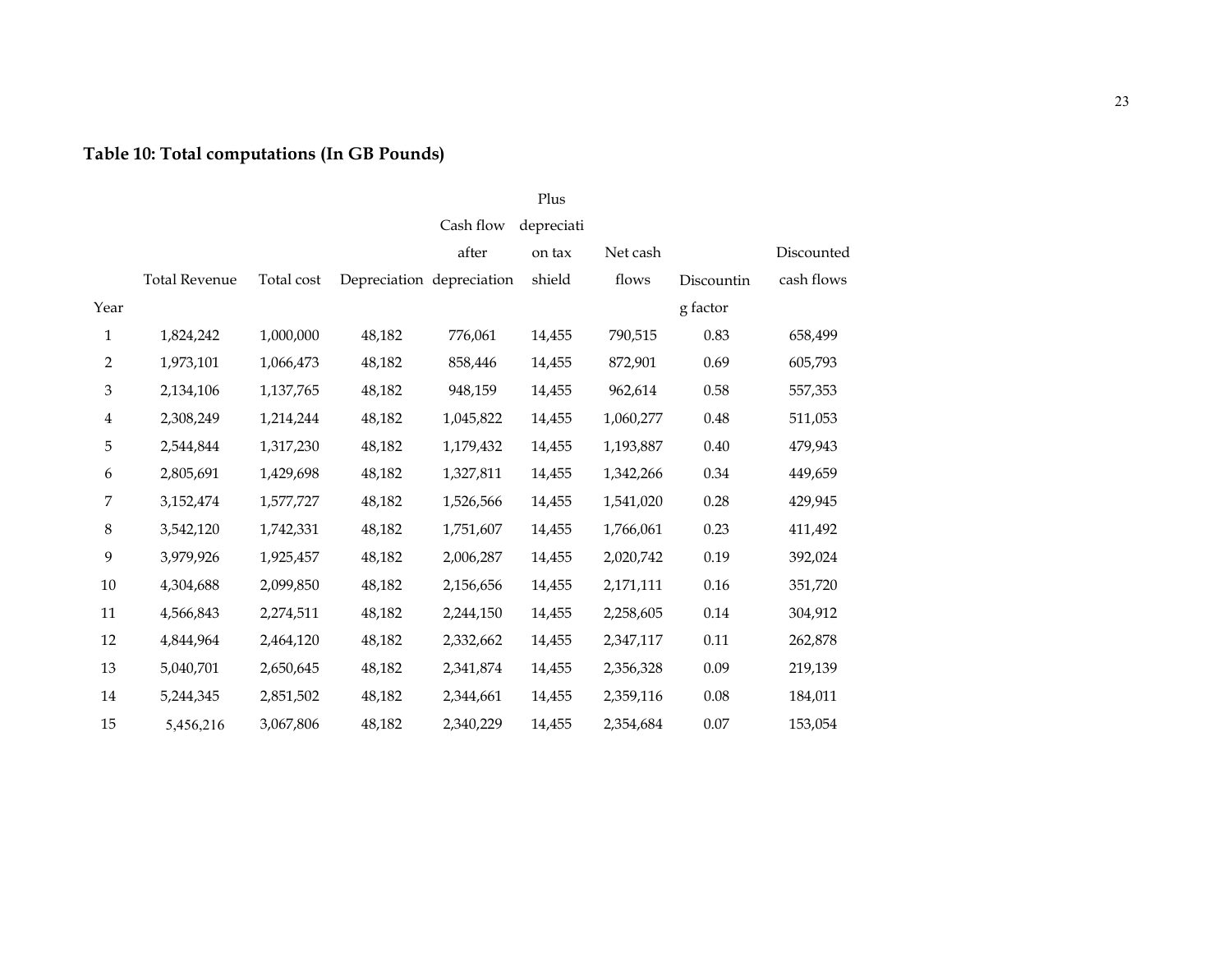**Table 10: Total computations (In GB Pounds)**

| Year | Total Revenue | Total cost | Depreciation | Cash flow after depreciation | Plus depreciation tax shield | Net cash flows | Discounting factor | Discounted cash flows |
|---|---|---|---|---|---|---|---|---|
| 1 | 1,824,242 | 1,000,000 | 48,182 | 776,061 | 14,455 | 790,515 | 0.83 | 658,499 |
| 2 | 1,973,101 | 1,066,473 | 48,182 | 858,446 | 14,455 | 872,901 | 0.69 | 605,793 |
| 3 | 2,134,106 | 1,137,765 | 48,182 | 948,159 | 14,455 | 962,614 | 0.58 | 557,353 |
| 4 | 2,308,249 | 1,214,244 | 48,182 | 1,045,822 | 14,455 | 1,060,277 | 0.48 | 511,053 |
| 5 | 2,544,844 | 1,317,230 | 48,182 | 1,179,432 | 14,455 | 1,193,887 | 0.40 | 479,943 |
| 6 | 2,805,691 | 1,429,698 | 48,182 | 1,327,811 | 14,455 | 1,342,266 | 0.34 | 449,659 |
| 7 | 3,152,474 | 1,577,727 | 48,182 | 1,526,566 | 14,455 | 1,541,020 | 0.28 | 429,945 |
| 8 | 3,542,120 | 1,742,331 | 48,182 | 1,751,607 | 14,455 | 1,766,061 | 0.23 | 411,492 |
| 9 | 3,979,926 | 1,925,457 | 48,182 | 2,006,287 | 14,455 | 2,020,742 | 0.19 | 392,024 |
| 10 | 4,304,688 | 2,099,850 | 48,182 | 2,156,656 | 14,455 | 2,171,111 | 0.16 | 351,720 |
| 11 | 4,566,843 | 2,274,511 | 48,182 | 2,244,150 | 14,455 | 2,258,605 | 0.14 | 304,912 |
| 12 | 4,844,964 | 2,464,120 | 48,182 | 2,332,662 | 14,455 | 2,347,117 | 0.11 | 262,878 |
| 13 | 5,040,701 | 2,650,645 | 48,182 | 2,341,874 | 14,455 | 2,356,328 | 0.09 | 219,139 |
| 14 | 5,244,345 | 2,851,502 | 48,182 | 2,344,661 | 14,455 | 2,359,116 | 0.08 | 184,011 |
| 15 | 5,456,216 | 3,067,806 | 48,182 | 2,340,229 | 14,455 | 2,354,684 | 0.07 | 153,054 |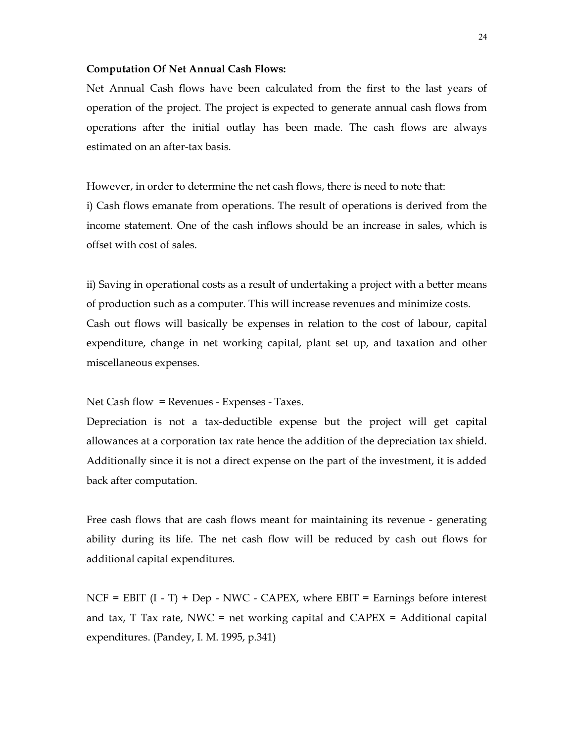**Computation Of Net Annual Cash Flows:**

Net Annual Cash flows have been calculated from the first to the last years of operation of the project. The project is expected to generate annual cash flows from operations after the initial outlay has been made. The cash flows are always estimated on an after-tax basis.

However, in order to determine the net cash flows, there is need to note that:

i) Cash flows emanate from operations. The result of operations is derived from the income statement. One of the cash inflows should be an increase in sales, which is offset with cost of sales.

ii) Saving in operational costs as a result of undertaking a project with a better means of production such as a computer. This will increase revenues and minimize costs. Cash out flows will basically be expenses in relation to the cost of labour, capital expenditure, change in net working capital, plant set up, and taxation and other miscellaneous expenses.

Net Cash flow = Revenues - Expenses - Taxes.

Depreciation is not a tax-deductible expense but the project will get capital allowances at a corporation tax rate hence the addition of the depreciation tax shield. Additionally since it is not a direct expense on the part of the investment, it is added back after computation.

Free cash flows that are cash flows meant for maintaining its revenue - generating ability during its life. The net cash flow will be reduced by cash out flows for additional capital expenditures.

NCF = EBIT (I - T) + Dep - NWC - CAPEX, where EBIT = Earnings before interest and tax, T Tax rate, NWC = net working capital and CAPEX = Additional capital expenditures. (Pandey, I. M. 1995, p.341)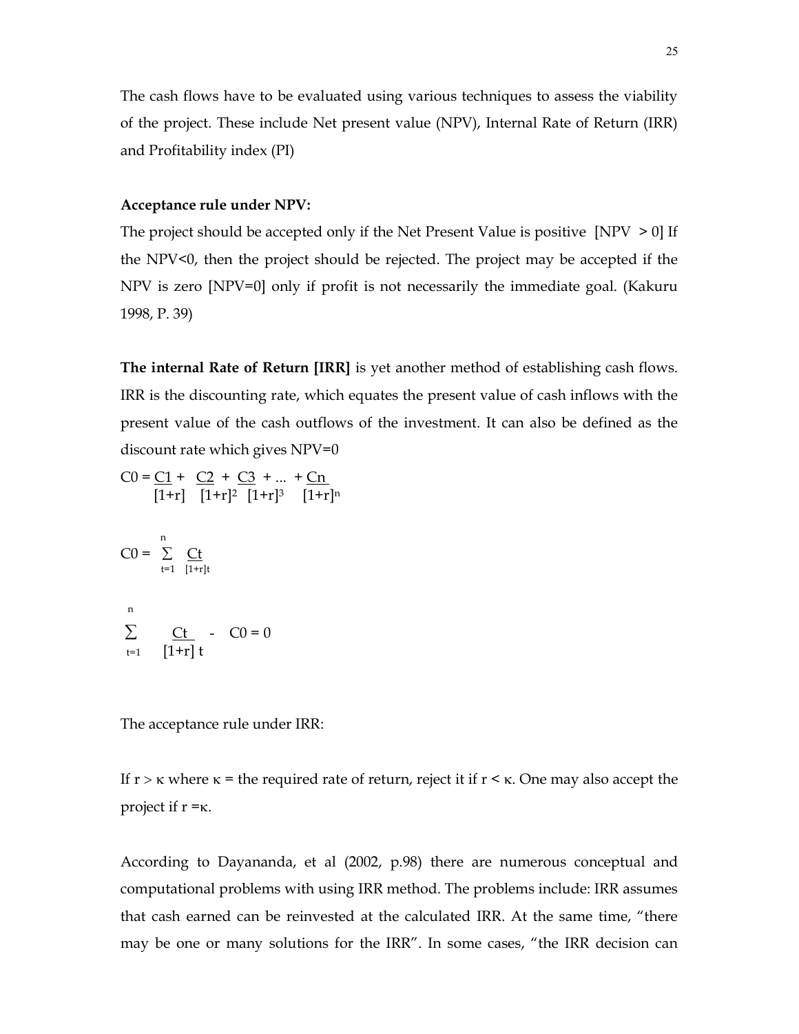The cash flows have to be evaluated using various techniques to assess the viability of the project. These include Net present value (NPV), Internal Rate of Return (IRR) and Profitability index (PI)

**Acceptance rule under NPV:**

The project should be accepted only if the Net Present Value is positive [NPV > 0] If the NPV<0, then the project should be rejected. The project may be accepted if the NPV is zero [NPV=0] only if profit is not necessarily the immediate goal. (Kakuru 1998, P. 39)

**The internal Rate of Return [IRR]** is yet another method of establishing cash flows. IRR is the discounting rate, which equates the present value of cash inflows with the present value of the cash outflows of the investment. It can also be defined as the discount rate which gives NPV=0

$$C0 = \frac{C1}{[1+r]} + \frac{C2}{[1+r]^2} + \frac{C3}{[1+r]^3} + \ldots + \frac{Cn}{[1+r]^n}$$

$$C0 = \sum_{t=1}^{n} \frac{Ct}{[1+r]t}$$

$$\sum_{t=1}^{n} \frac{Ct}{[1+r]\,t} - C0 = 0$$

The acceptance rule under IRR:

If r > κ where κ = the required rate of return, reject it if r < κ. One may also accept the project if r =κ.

According to Dayananda, et al (2002, p.98) there are numerous conceptual and computational problems with using IRR method. The problems include: IRR assumes that cash earned can be reinvested at the calculated IRR. At the same time, "there may be one or many solutions for the IRR". In some cases, "the IRR decision can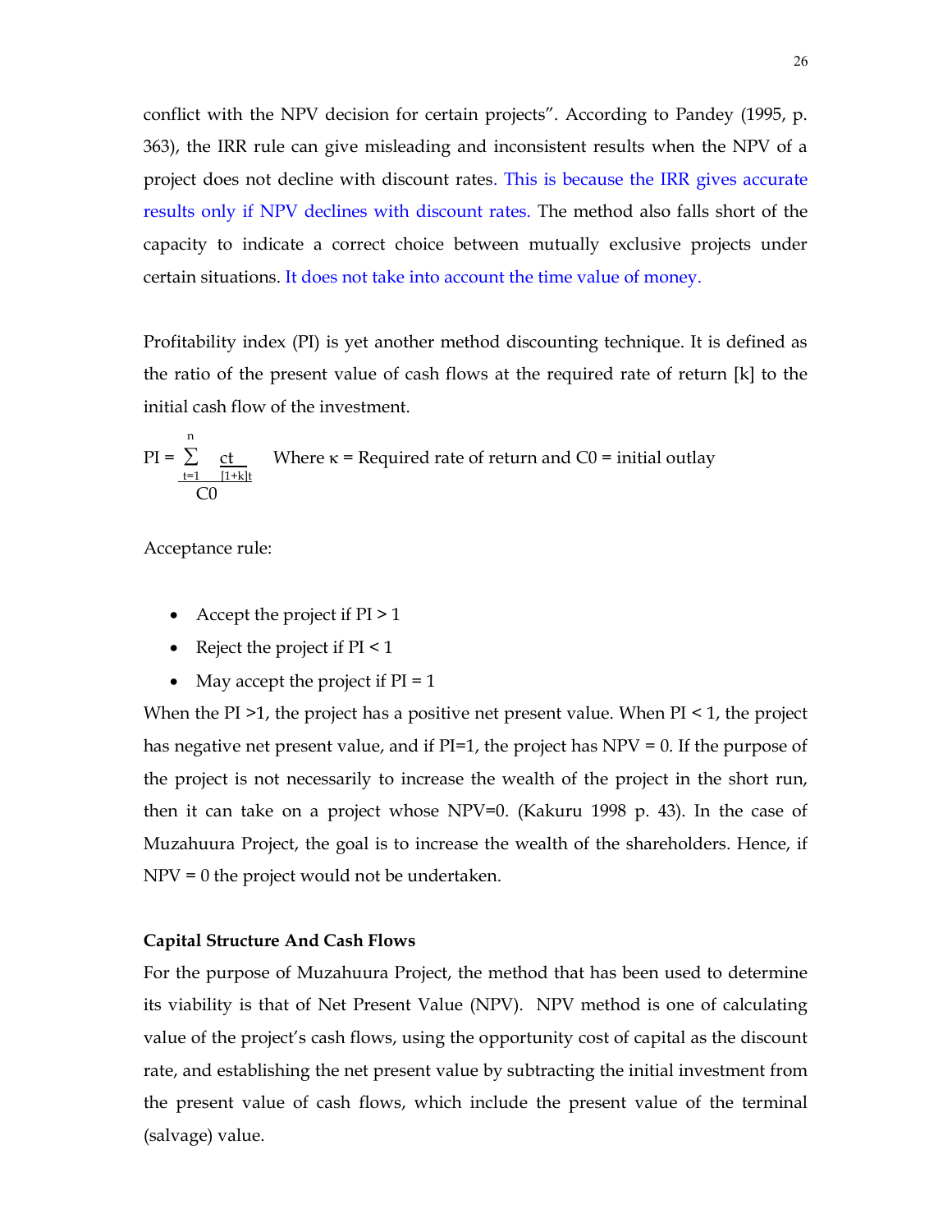conflict with the NPV decision for certain projects". According to Pandey (1995, p. 363), the IRR rule can give misleading and inconsistent results when the NPV of a project does not decline with discount rates. This is because the IRR gives accurate results only if NPV declines with discount rates. The method also falls short of the capacity to indicate a correct choice between mutually exclusive projects under certain situations. It does not take into account the time value of money.

Profitability index (PI) is yet another method discounting technique. It is defined as the ratio of the present value of cash flows at the required rate of return [k] to the initial cash flow of the investment.

$$PI = \frac{\sum_{t=1}^{n} \frac{ct}{[1+k]^t}}{C0}$$

Where κ = Required rate of return and C0 = initial outlay

Acceptance rule:

- Accept the project if PI > 1
- Reject the project if PI < 1
- May accept the project if PI = 1

When the PI >1, the project has a positive net present value. When PI < 1, the project has negative net present value, and if PI=1, the project has NPV = 0. If the purpose of the project is not necessarily to increase the wealth of the project in the short run, then it can take on a project whose NPV=0. (Kakuru 1998 p. 43). In the case of Muzahuura Project, the goal is to increase the wealth of the shareholders. Hence, if NPV = 0 the project would not be undertaken.

**Capital Structure And Cash Flows**

For the purpose of Muzahuura Project, the method that has been used to determine its viability is that of Net Present Value (NPV). NPV method is one of calculating value of the project's cash flows, using the opportunity cost of capital as the discount rate, and establishing the net present value by subtracting the initial investment from the present value of cash flows, which include the present value of the terminal (salvage) value.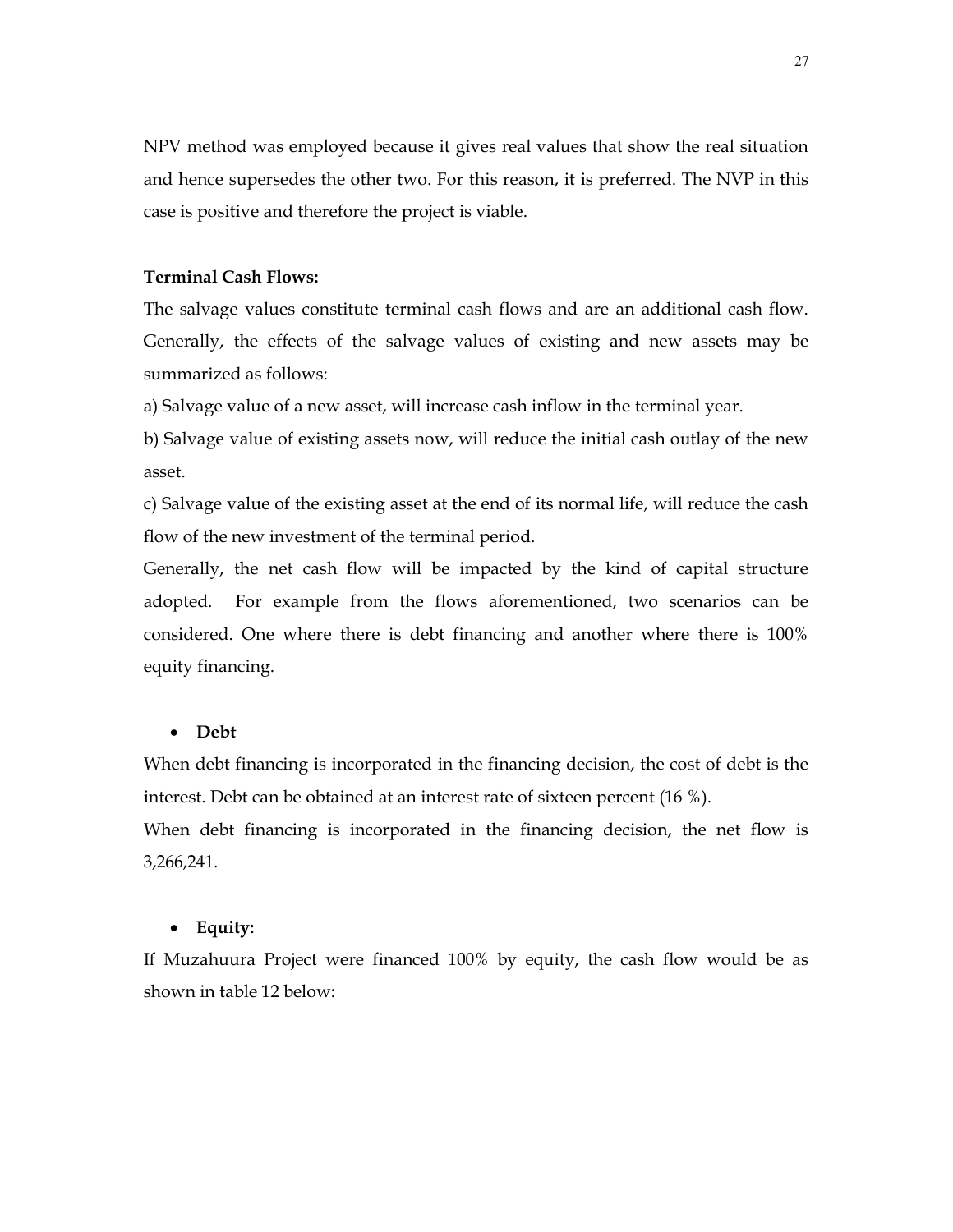NPV method was employed because it gives real values that show the real situation and hence supersedes the other two. For this reason, it is preferred. The NVP in this case is positive and therefore the project is viable.

**Terminal Cash Flows:**

The salvage values constitute terminal cash flows and are an additional cash flow. Generally, the effects of the salvage values of existing and new assets may be summarized as follows:

a) Salvage value of a new asset, will increase cash inflow in the terminal year.

b) Salvage value of existing assets now, will reduce the initial cash outlay of the new asset.

c) Salvage value of the existing asset at the end of its normal life, will reduce the cash flow of the new investment of the terminal period.

Generally, the net cash flow will be impacted by the kind of capital structure adopted. For example from the flows aforementioned, two scenarios can be considered. One where there is debt financing and another where there is 100% equity financing.

- **Debt**

When debt financing is incorporated in the financing decision, the cost of debt is the interest. Debt can be obtained at an interest rate of sixteen percent (16 %).

When debt financing is incorporated in the financing decision, the net flow is 3,266,241.

- **Equity:**

If Muzahuura Project were financed 100% by equity, the cash flow would be as shown in table 12 below: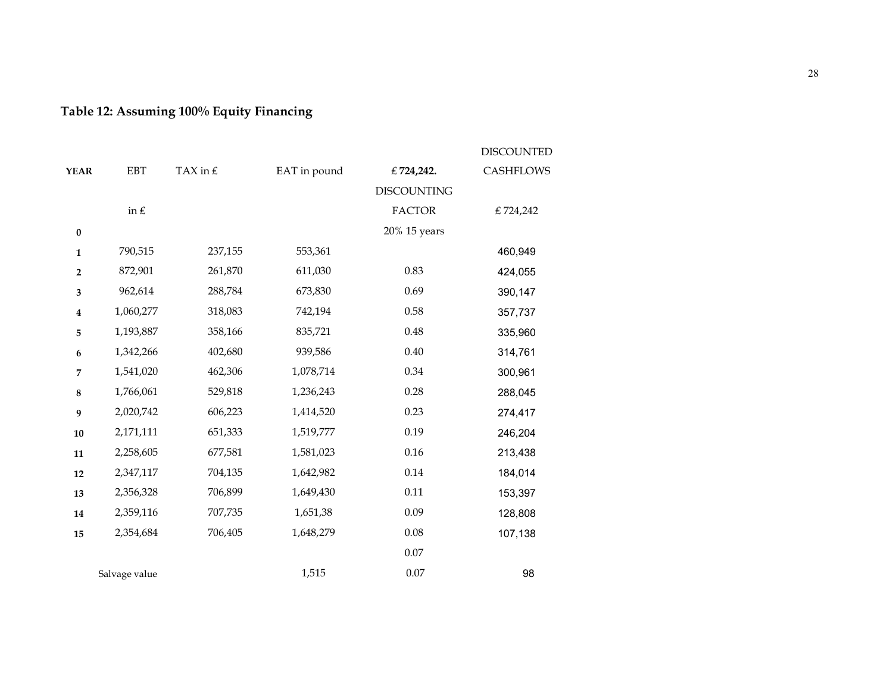**Table 12: Assuming 100% Equity Financing**

| YEAR | EBT in £ | TAX in £ | EAT in pound | £ 724,242. DISCOUNTING FACTOR 20% 15 years | DISCOUNTED CASHFLOWS £ 724,242 |
|---|---|---|---|---|---|
| **0** | | | | | |
| **1** | 790,515 | 237,155 | 553,361 | | 460,949 |
| **2** | 872,901 | 261,870 | 611,030 | 0.83 | 424,055 |
| **3** | 962,614 | 288,784 | 673,830 | 0.69 | 390,147 |
| **4** | 1,060,277 | 318,083 | 742,194 | 0.58 | 357,737 |
| **5** | 1,193,887 | 358,166 | 835,721 | 0.48 | 335,960 |
| **6** | 1,342,266 | 402,680 | 939,586 | 0.40 | 314,761 |
| **7** | 1,541,020 | 462,306 | 1,078,714 | 0.34 | 300,961 |
| **8** | 1,766,061 | 529,818 | 1,236,243 | 0.28 | 288,045 |
| **9** | 2,020,742 | 606,223 | 1,414,520 | 0.23 | 274,417 |
| **10** | 2,171,111 | 651,333 | 1,519,777 | 0.19 | 246,204 |
| **11** | 2,258,605 | 677,581 | 1,581,023 | 0.16 | 213,438 |
| **12** | 2,347,117 | 704,135 | 1,642,982 | 0.14 | 184,014 |
| **13** | 2,356,328 | 706,899 | 1,649,430 | 0.11 | 153,397 |
| **14** | 2,359,116 | 707,735 | 1,651,38 | 0.09 | 128,808 |
| **15** | 2,354,684 | 706,405 | 1,648,279 | 0.08 | 107,138 |
| | | | | 0.07 | |
| | Salvage value | | 1,515 | 0.07 | 98 |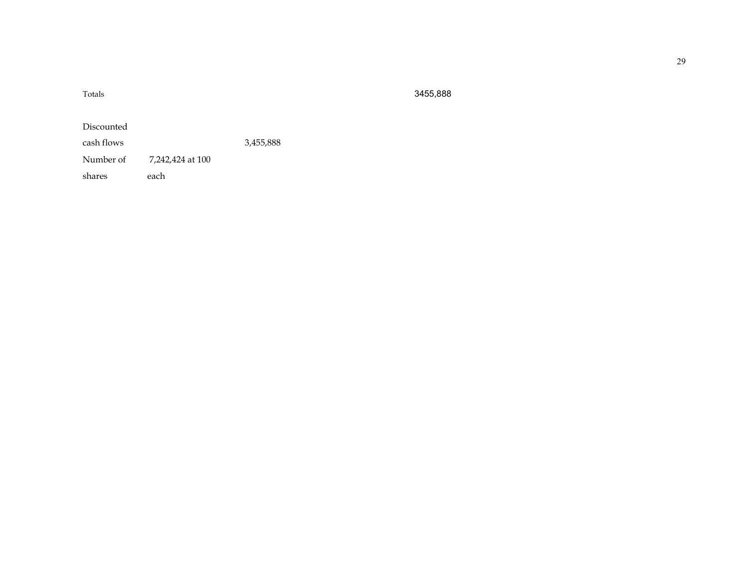| Totals | | 3455,888 |
|---|---|---|

| | | |
|---|---|---|
| Discounted cash flows | | 3,455,888 |
| Number of shares | 7,242,424 at 100 each | |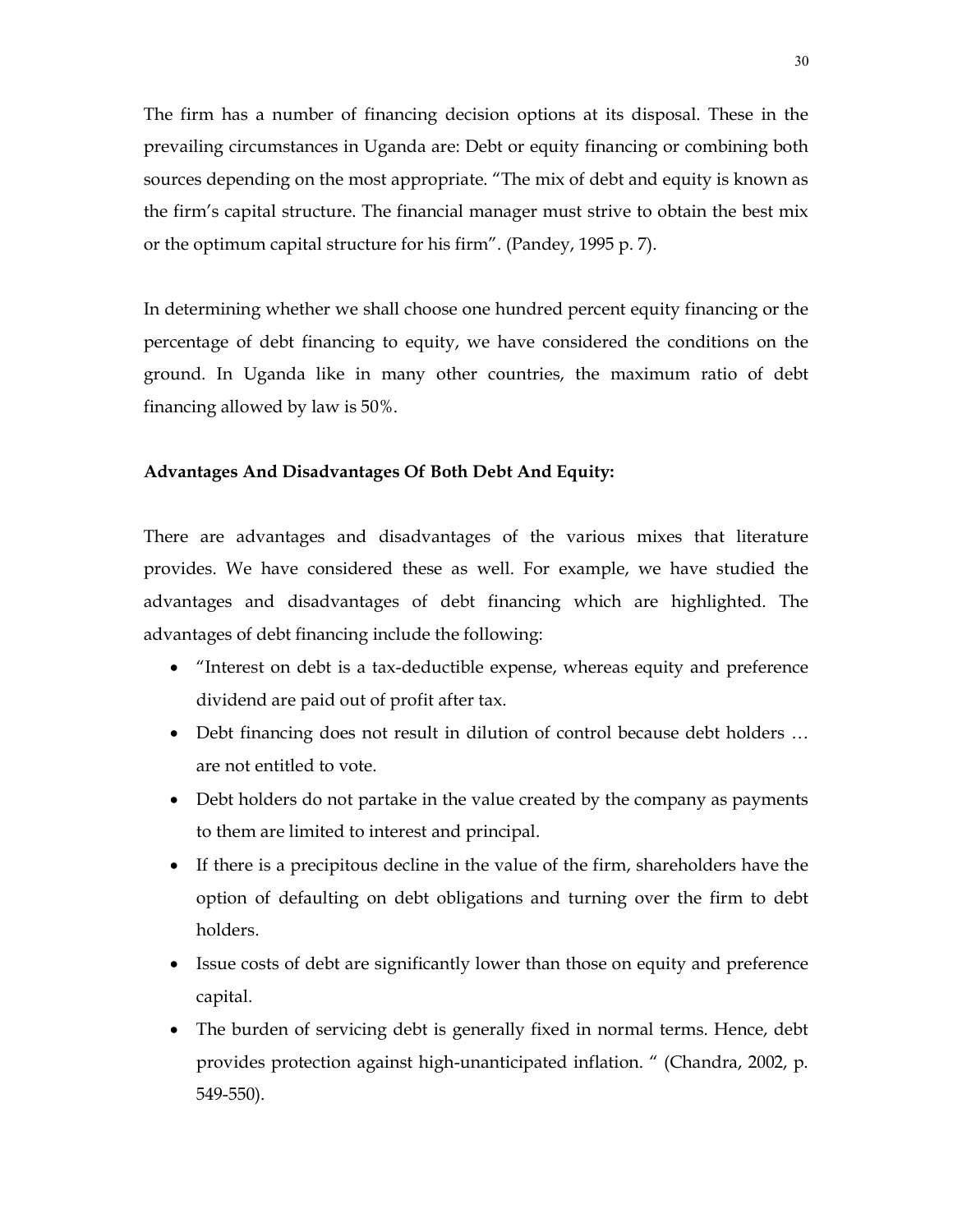The firm has a number of financing decision options at its disposal. These in the prevailing circumstances in Uganda are: Debt or equity financing or combining both sources depending on the most appropriate. "The mix of debt and equity is known as the firm's capital structure. The financial manager must strive to obtain the best mix or the optimum capital structure for his firm". (Pandey, 1995 p. 7).

In determining whether we shall choose one hundred percent equity financing or the percentage of debt financing to equity, we have considered the conditions on the ground. In Uganda like in many other countries, the maximum ratio of debt financing allowed by law is 50%.

**Advantages And Disadvantages Of Both Debt And Equity:**

There are advantages and disadvantages of the various mixes that literature provides. We have considered these as well. For example, we have studied the advantages and disadvantages of debt financing which are highlighted. The advantages of debt financing include the following:

- "Interest on debt is a tax-deductible expense, whereas equity and preference dividend are paid out of profit after tax.
- Debt financing does not result in dilution of control because debt holders … are not entitled to vote.
- Debt holders do not partake in the value created by the company as payments to them are limited to interest and principal.
- If there is a precipitous decline in the value of the firm, shareholders have the option of defaulting on debt obligations and turning over the firm to debt holders.
- Issue costs of debt are significantly lower than those on equity and preference capital.
- The burden of servicing debt is generally fixed in normal terms. Hence, debt provides protection against high-unanticipated inflation. " (Chandra, 2002, p. 549-550).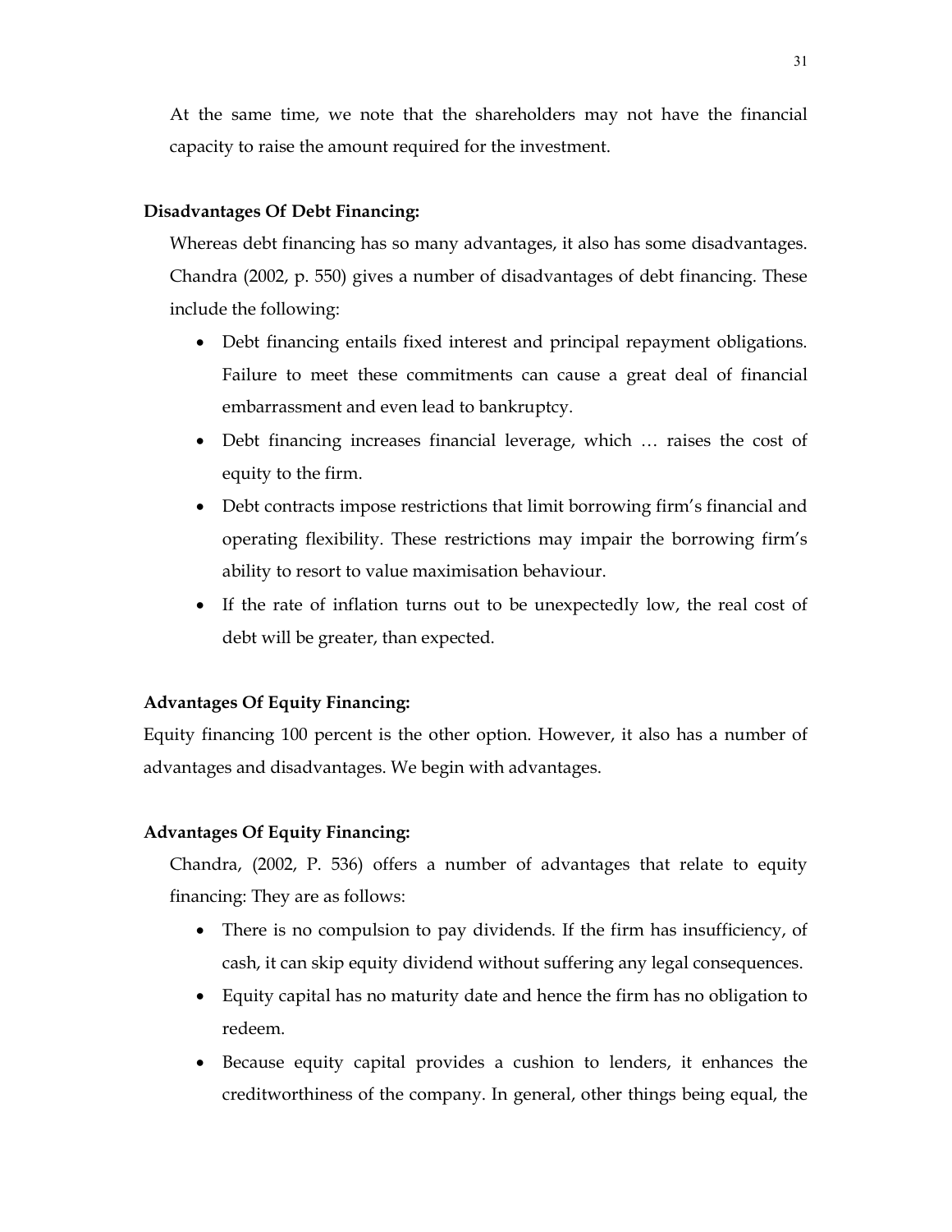At the same time, we note that the shareholders may not have the financial capacity to raise the amount required for the investment.

**Disadvantages Of Debt Financing:**

Whereas debt financing has so many advantages, it also has some disadvantages. Chandra (2002, p. 550) gives a number of disadvantages of debt financing. These include the following:

- Debt financing entails fixed interest and principal repayment obligations. Failure to meet these commitments can cause a great deal of financial embarrassment and even lead to bankruptcy.
- Debt financing increases financial leverage, which … raises the cost of equity to the firm.
- Debt contracts impose restrictions that limit borrowing firm's financial and operating flexibility. These restrictions may impair the borrowing firm's ability to resort to value maximisation behaviour.
- If the rate of inflation turns out to be unexpectedly low, the real cost of debt will be greater, than expected.

**Advantages Of Equity Financing:**

Equity financing 100 percent is the other option. However, it also has a number of advantages and disadvantages. We begin with advantages.

**Advantages Of Equity Financing:**

Chandra, (2002, P. 536) offers a number of advantages that relate to equity financing: They are as follows:

- There is no compulsion to pay dividends. If the firm has insufficiency, of cash, it can skip equity dividend without suffering any legal consequences.
- Equity capital has no maturity date and hence the firm has no obligation to redeem.
- Because equity capital provides a cushion to lenders, it enhances the creditworthiness of the company. In general, other things being equal, the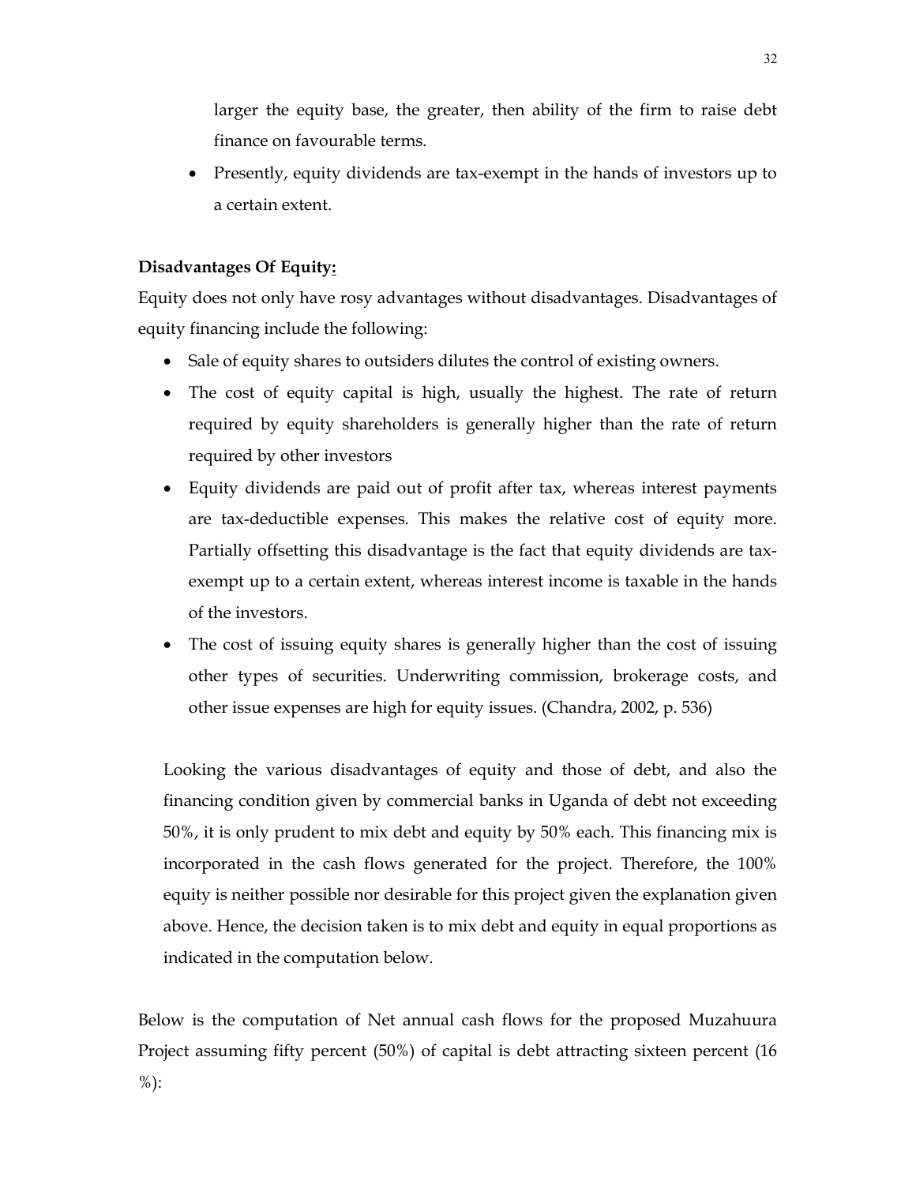larger the equity base, the greater, then ability of the firm to raise debt finance on favourable terms.

- Presently, equity dividends are tax-exempt in the hands of investors up to a certain extent.

**Disadvantages Of Equity:**

Equity does not only have rosy advantages without disadvantages. Disadvantages of equity financing include the following:

- Sale of equity shares to outsiders dilutes the control of existing owners.
- The cost of equity capital is high, usually the highest. The rate of return required by equity shareholders is generally higher than the rate of return required by other investors
- Equity dividends are paid out of profit after tax, whereas interest payments are tax-deductible expenses. This makes the relative cost of equity more. Partially offsetting this disadvantage is the fact that equity dividends are tax-exempt up to a certain extent, whereas interest income is taxable in the hands of the investors.
- The cost of issuing equity shares is generally higher than the cost of issuing other types of securities. Underwriting commission, brokerage costs, and other issue expenses are high for equity issues. (Chandra, 2002, p. 536)

Looking the various disadvantages of equity and those of debt, and also the financing condition given by commercial banks in Uganda of debt not exceeding 50%, it is only prudent to mix debt and equity by 50% each. This financing mix is incorporated in the cash flows generated for the project. Therefore, the 100% equity is neither possible nor desirable for this project given the explanation given above. Hence, the decision taken is to mix debt and equity in equal proportions as indicated in the computation below.

Below is the computation of Net annual cash flows for the proposed Muzahuura Project assuming fifty percent (50%) of capital is debt attracting sixteen percent (16 %):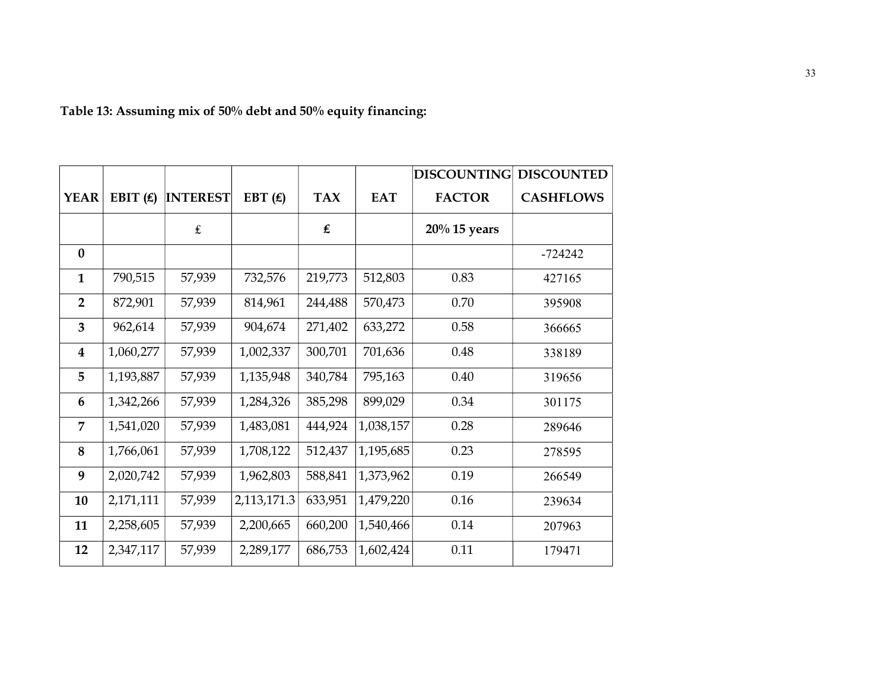**Table 13: Assuming mix of 50% debt and 50% equity financing:**

| YEAR | EBIT (£) | INTEREST | EBT (£) | TAX | EAT | DISCOUNTING FACTOR | DISCOUNTED CASHFLOWS |
|---|---|---|---|---|---|---|---|
| | | £ | | £ | | 20% 15 years | |
| 0 | | | | | | | -724242 |
| 1 | 790,515 | 57,939 | 732,576 | 219,773 | 512,803 | 0.83 | 427165 |
| 2 | 872,901 | 57,939 | 814,961 | 244,488 | 570,473 | 0.70 | 395908 |
| 3 | 962,614 | 57,939 | 904,674 | 271,402 | 633,272 | 0.58 | 366665 |
| 4 | 1,060,277 | 57,939 | 1,002,337 | 300,701 | 701,636 | 0.48 | 338189 |
| 5 | 1,193,887 | 57,939 | 1,135,948 | 340,784 | 795,163 | 0.40 | 319656 |
| 6 | 1,342,266 | 57,939 | 1,284,326 | 385,298 | 899,029 | 0.34 | 301175 |
| 7 | 1,541,020 | 57,939 | 1,483,081 | 444,924 | 1,038,157 | 0.28 | 289646 |
| 8 | 1,766,061 | 57,939 | 1,708,122 | 512,437 | 1,195,685 | 0.23 | 278595 |
| 9 | 2,020,742 | 57,939 | 1,962,803 | 588,841 | 1,373,962 | 0.19 | 266549 |
| 10 | 2,171,111 | 57,939 | 2,113,171.3 | 633,951 | 1,479,220 | 0.16 | 239634 |
| 11 | 2,258,605 | 57,939 | 2,200,665 | 660,200 | 1,540,466 | 0.14 | 207963 |
| 12 | 2,347,117 | 57,939 | 2,289,177 | 686,753 | 1,602,424 | 0.11 | 179471 |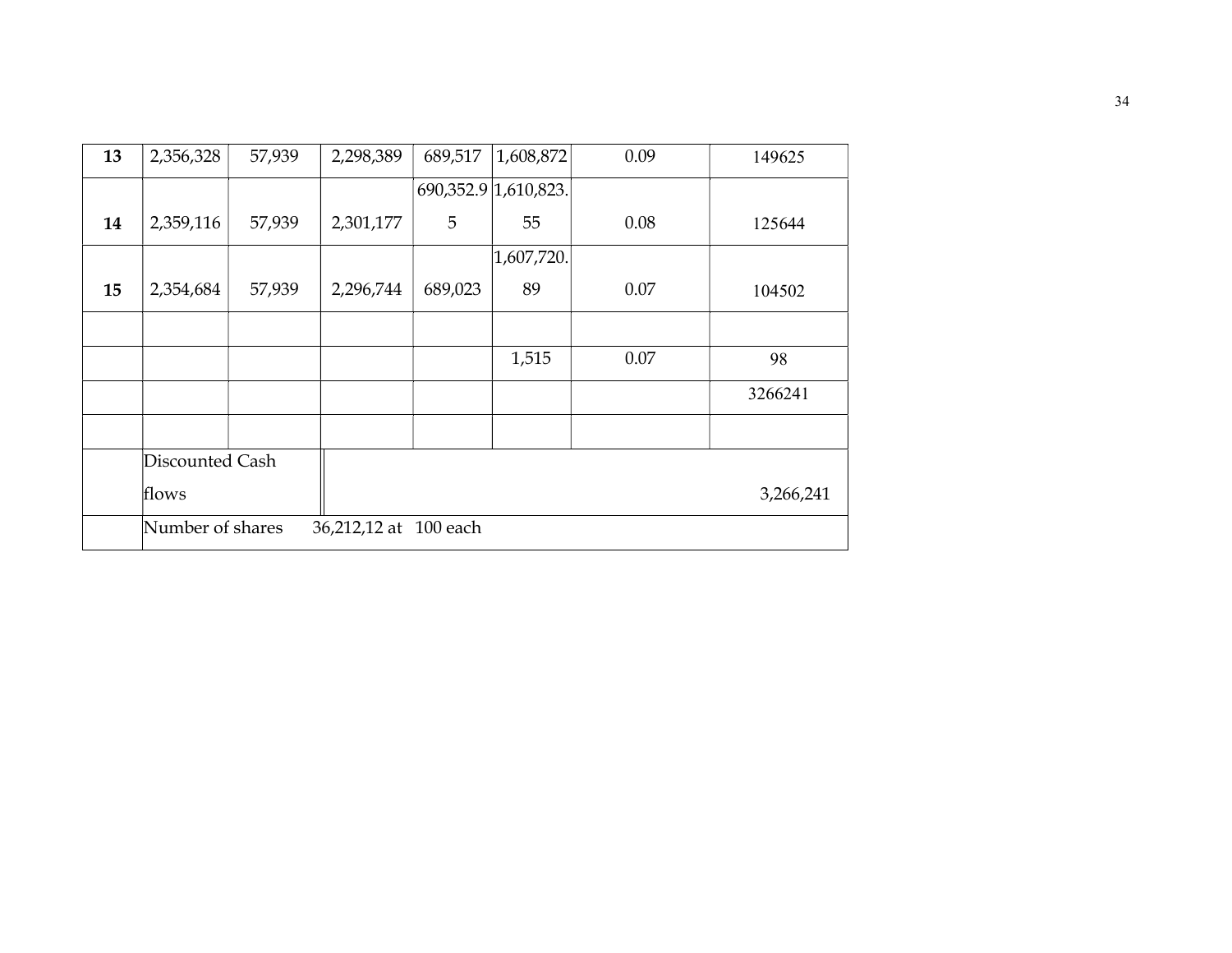| | | | | | | | |
|---|---|---|---|---|---|---|---|
| **13** | 2,356,328 | 57,939 | 2,298,389 | 689,517 | 1,608,872 | 0.09 | 149625 |
| **14** | 2,359,116 | 57,939 | 2,301,177 | 690,352.95 | 1,610,823.55 | 0.08 | 125644 |
| **15** | 2,354,684 | 57,939 | 2,296,744 | 689,023 | 1,607,720.89 | 0.07 | 104502 |
| | | | | | | | |
| | | | | | 1,515 | 0.07 | 98 |
| | | | | | | | 3266241 |
| | | | | | | | |
| | Discounted Cash flows | | | | | | 3,266,241 |
| | Number of shares 36,212,12 at 100 each | | | | | | |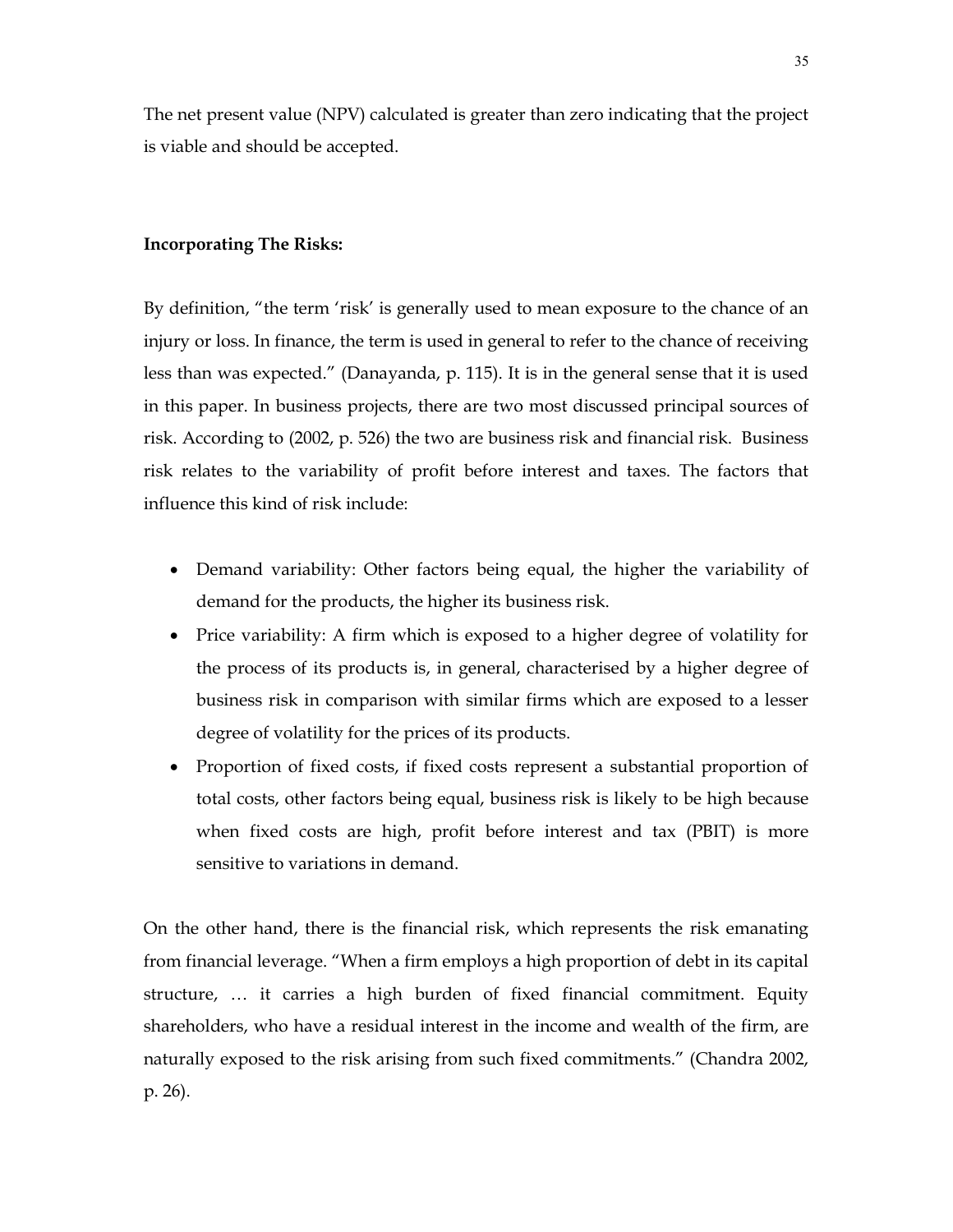The net present value (NPV) calculated is greater than zero indicating that the project is viable and should be accepted.

**Incorporating The Risks:**

By definition, "the term 'risk' is generally used to mean exposure to the chance of an injury or loss. In finance, the term is used in general to refer to the chance of receiving less than was expected." (Danayanda, p. 115). It is in the general sense that it is used in this paper. In business projects, there are two most discussed principal sources of risk. According to (2002, p. 526) the two are business risk and financial risk. Business risk relates to the variability of profit before interest and taxes. The factors that influence this kind of risk include:

- Demand variability: Other factors being equal, the higher the variability of demand for the products, the higher its business risk.
- Price variability: A firm which is exposed to a higher degree of volatility for the process of its products is, in general, characterised by a higher degree of business risk in comparison with similar firms which are exposed to a lesser degree of volatility for the prices of its products.
- Proportion of fixed costs, if fixed costs represent a substantial proportion of total costs, other factors being equal, business risk is likely to be high because when fixed costs are high, profit before interest and tax (PBIT) is more sensitive to variations in demand.

On the other hand, there is the financial risk, which represents the risk emanating from financial leverage. "When a firm employs a high proportion of debt in its capital structure, … it carries a high burden of fixed financial commitment. Equity shareholders, who have a residual interest in the income and wealth of the firm, are naturally exposed to the risk arising from such fixed commitments." (Chandra 2002, p. 26).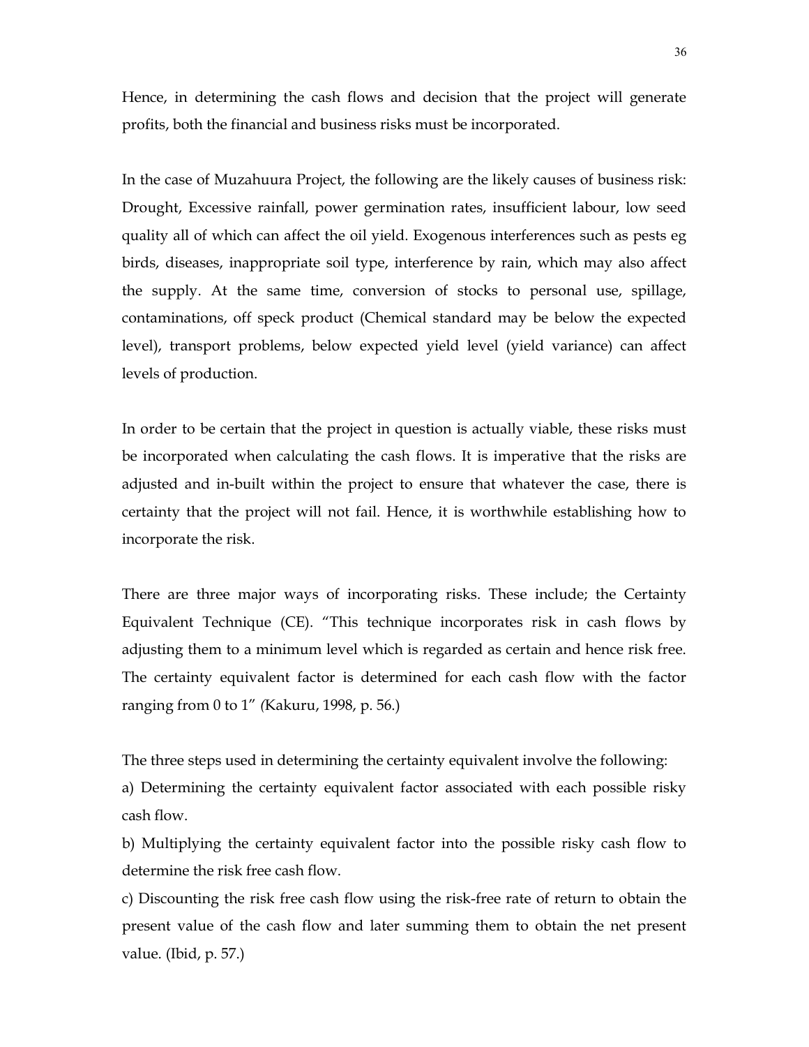Hence, in determining the cash flows and decision that the project will generate profits, both the financial and business risks must be incorporated.

In the case of Muzahuura Project, the following are the likely causes of business risk: Drought, Excessive rainfall, power germination rates, insufficient labour, low seed quality all of which can affect the oil yield. Exogenous interferences such as pests eg birds, diseases, inappropriate soil type, interference by rain, which may also affect the supply. At the same time, conversion of stocks to personal use, spillage, contaminations, off speck product (Chemical standard may be below the expected level), transport problems, below expected yield level (yield variance) can affect levels of production.

In order to be certain that the project in question is actually viable, these risks must be incorporated when calculating the cash flows. It is imperative that the risks are adjusted and in-built within the project to ensure that whatever the case, there is certainty that the project will not fail. Hence, it is worthwhile establishing how to incorporate the risk.

There are three major ways of incorporating risks. These include; the Certainty Equivalent Technique (CE). "This technique incorporates risk in cash flows by adjusting them to a minimum level which is regarded as certain and hence risk free. The certainty equivalent factor is determined for each cash flow with the factor ranging from 0 to 1" (Kakuru, 1998, p. 56.)

The three steps used in determining the certainty equivalent involve the following:

a) Determining the certainty equivalent factor associated with each possible risky cash flow.

b) Multiplying the certainty equivalent factor into the possible risky cash flow to determine the risk free cash flow.

c) Discounting the risk free cash flow using the risk-free rate of return to obtain the present value of the cash flow and later summing them to obtain the net present value. (Ibid, p. 57.)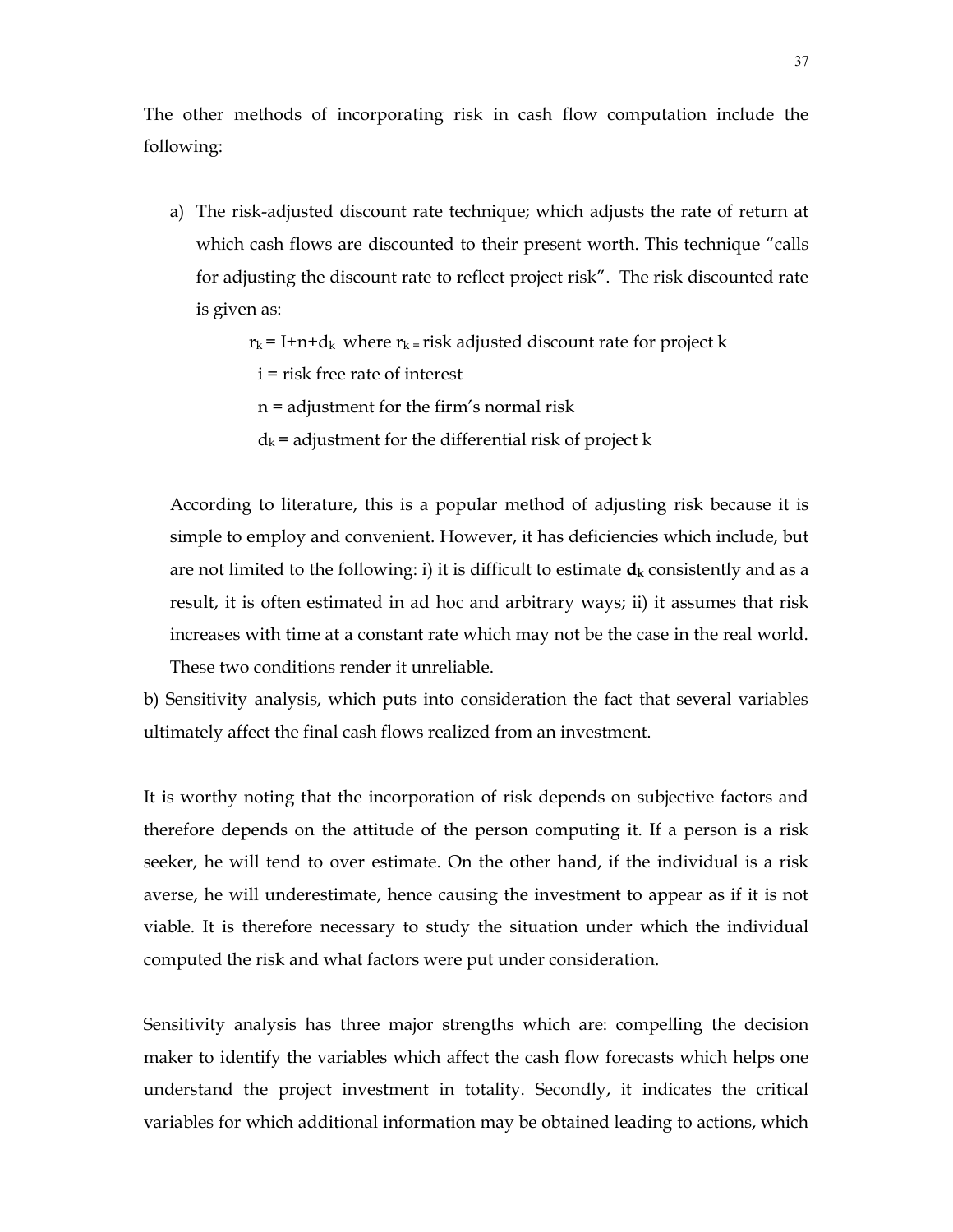The other methods of incorporating risk in cash flow computation include the following:

a) The risk-adjusted discount rate technique; which adjusts the rate of return at which cash flows are discounted to their present worth. This technique "calls for adjusting the discount rate to reflect project risk". The risk discounted rate is given as:

   $r_k = I + n + d_k$ where $r_k$ = risk adjusted discount rate for project k

   i = risk free rate of interest

   n = adjustment for the firm's normal risk

   $d_k$ = adjustment for the differential risk of project k

   According to literature, this is a popular method of adjusting risk because it is simple to employ and convenient. However, it has deficiencies which include, but are not limited to the following: i) it is difficult to estimate $\mathbf{d_k}$ consistently and as a result, it is often estimated in ad hoc and arbitrary ways; ii) it assumes that risk increases with time at a constant rate which may not be the case in the real world. These two conditions render it unreliable.

b) Sensitivity analysis, which puts into consideration the fact that several variables ultimately affect the final cash flows realized from an investment.

It is worthy noting that the incorporation of risk depends on subjective factors and therefore depends on the attitude of the person computing it. If a person is a risk seeker, he will tend to over estimate. On the other hand, if the individual is a risk averse, he will underestimate, hence causing the investment to appear as if it is not viable. It is therefore necessary to study the situation under which the individual computed the risk and what factors were put under consideration.

Sensitivity analysis has three major strengths which are: compelling the decision maker to identify the variables which affect the cash flow forecasts which helps one understand the project investment in totality. Secondly, it indicates the critical variables for which additional information may be obtained leading to actions, which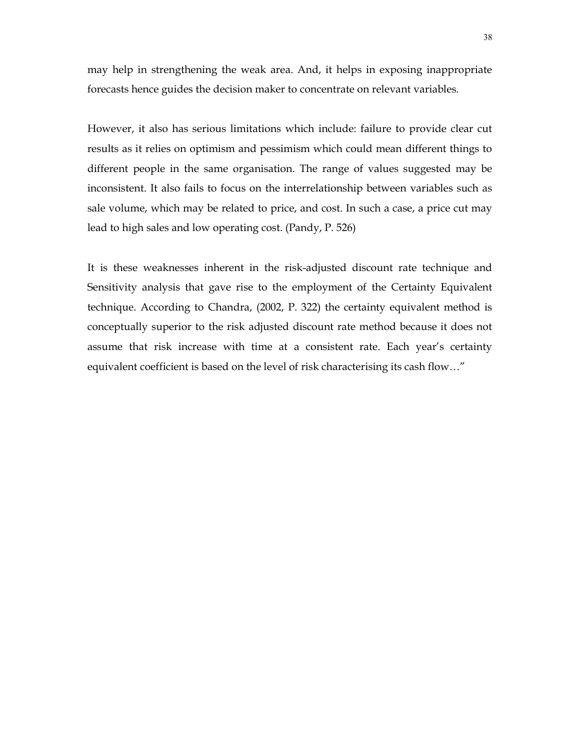may help in strengthening the weak area. And, it helps in exposing inappropriate forecasts hence guides the decision maker to concentrate on relevant variables.

However, it also has serious limitations which include: failure to provide clear cut results as it relies on optimism and pessimism which could mean different things to different people in the same organisation. The range of values suggested may be inconsistent. It also fails to focus on the interrelationship between variables such as sale volume, which may be related to price, and cost. In such a case, a price cut may lead to high sales and low operating cost. (Pandy, P. 526)

It is these weaknesses inherent in the risk-adjusted discount rate technique and Sensitivity analysis that gave rise to the employment of the Certainty Equivalent technique. According to Chandra, (2002, P. 322) the certainty equivalent method is conceptually superior to the risk adjusted discount rate method because it does not assume that risk increase with time at a consistent rate. Each year's certainty equivalent coefficient is based on the level of risk characterising its cash flow…"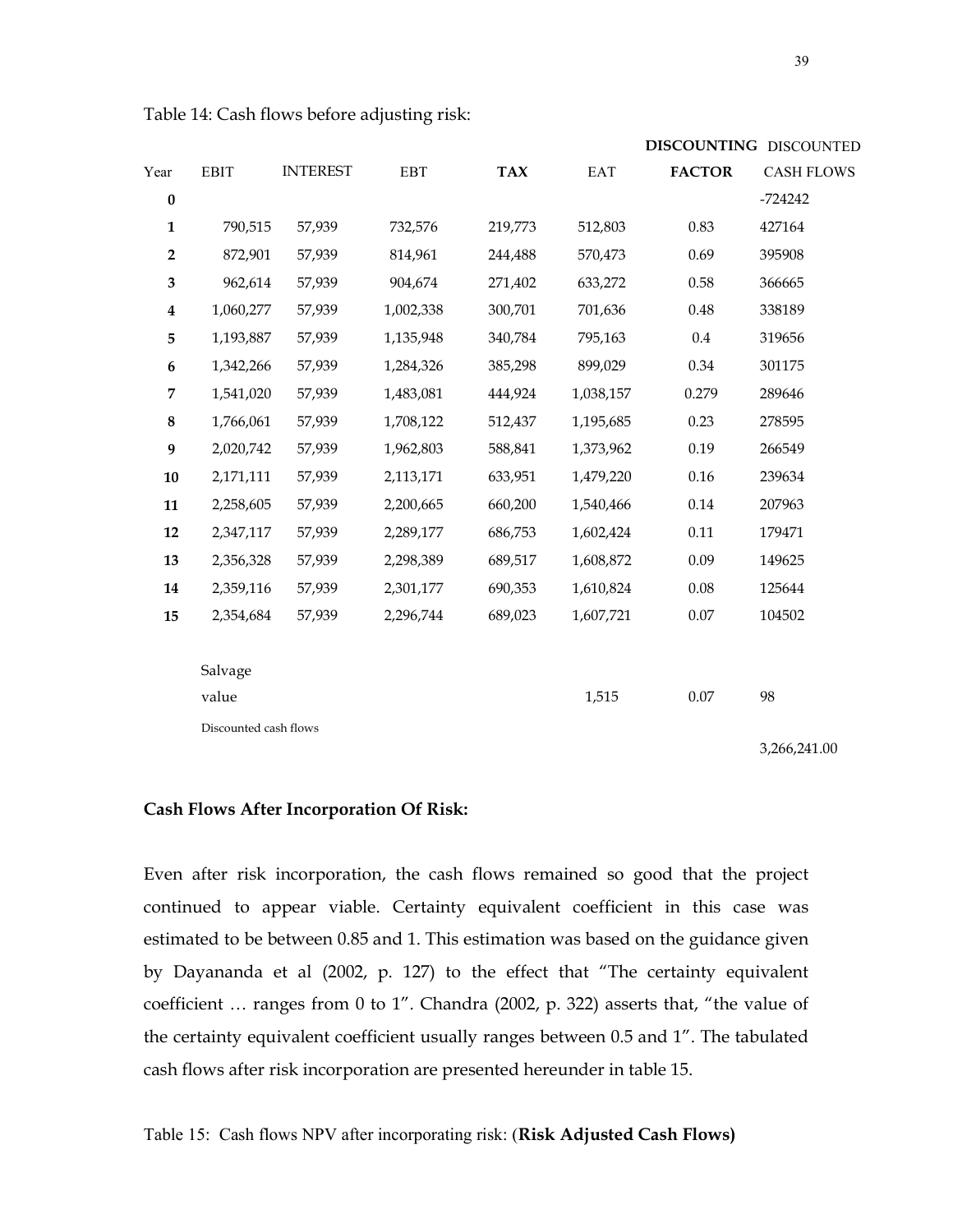Table 14: Cash flows before adjusting risk:

| Year | EBIT | INTEREST | EBT | **TAX** | EAT | **DISCOUNTING FACTOR** | DISCOUNTED CASH FLOWS |
|---|---|---|---|---|---|---|---|
| **0** | | | | | | | -724242 |
| **1** | 790,515 | 57,939 | 732,576 | 219,773 | 512,803 | 0.83 | 427164 |
| **2** | 872,901 | 57,939 | 814,961 | 244,488 | 570,473 | 0.69 | 395908 |
| **3** | 962,614 | 57,939 | 904,674 | 271,402 | 633,272 | 0.58 | 366665 |
| **4** | 1,060,277 | 57,939 | 1,002,338 | 300,701 | 701,636 | 0.48 | 338189 |
| **5** | 1,193,887 | 57,939 | 1,135,948 | 340,784 | 795,163 | 0.4 | 319656 |
| **6** | 1,342,266 | 57,939 | 1,284,326 | 385,298 | 899,029 | 0.34 | 301175 |
| **7** | 1,541,020 | 57,939 | 1,483,081 | 444,924 | 1,038,157 | 0.279 | 289646 |
| **8** | 1,766,061 | 57,939 | 1,708,122 | 512,437 | 1,195,685 | 0.23 | 278595 |
| **9** | 2,020,742 | 57,939 | 1,962,803 | 588,841 | 1,373,962 | 0.19 | 266549 |
| **10** | 2,171,111 | 57,939 | 2,113,171 | 633,951 | 1,479,220 | 0.16 | 239634 |
| **11** | 2,258,605 | 57,939 | 2,200,665 | 660,200 | 1,540,466 | 0.14 | 207963 |
| **12** | 2,347,117 | 57,939 | 2,289,177 | 686,753 | 1,602,424 | 0.11 | 179471 |
| **13** | 2,356,328 | 57,939 | 2,298,389 | 689,517 | 1,608,872 | 0.09 | 149625 |
| **14** | 2,359,116 | 57,939 | 2,301,177 | 690,353 | 1,610,824 | 0.08 | 125644 |
| **15** | 2,354,684 | 57,939 | 2,296,744 | 689,023 | 1,607,721 | 0.07 | 104502 |
| | Salvage value | | | | 1,515 | 0.07 | 98 |
| | Discounted cash flows | | | | | | 3,266,241.00 |

**Cash Flows After Incorporation Of Risk:**

Even after risk incorporation, the cash flows remained so good that the project continued to appear viable. Certainty equivalent coefficient in this case was estimated to be between 0.85 and 1. This estimation was based on the guidance given by Dayananda et al (2002, p. 127) to the effect that "The certainty equivalent coefficient … ranges from 0 to 1". Chandra (2002, p. 322) asserts that, "the value of the certainty equivalent coefficient usually ranges between 0.5 and 1". The tabulated cash flows after risk incorporation are presented hereunder in table 15.

Table 15: Cash flows NPV after incorporating risk: (**Risk Adjusted Cash Flows)**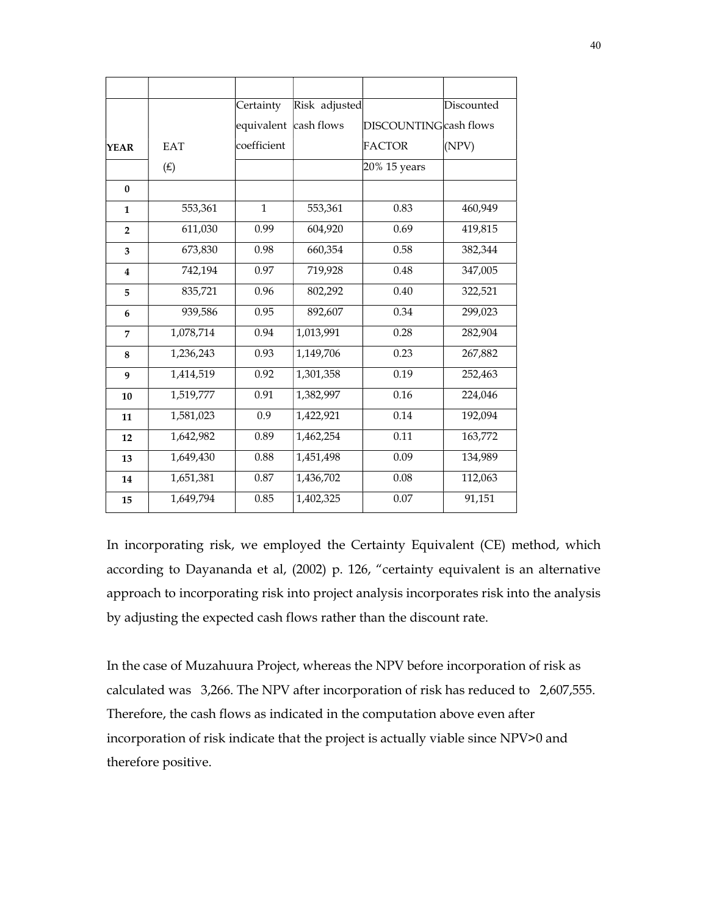| | | | | | |
|---|---|---|---|---|---|
| **YEAR** | EAT | Certainty equivalent coefficient | Risk adjusted cash flows | DISCOUNTING FACTOR | Discounted cash flows (NPV) |
| | (£) | | | 20% 15 years | |
| **0** | | | | | |
| **1** | 553,361 | 1 | 553,361 | 0.83 | 460,949 |
| **2** | 611,030 | 0.99 | 604,920 | 0.69 | 419,815 |
| **3** | 673,830 | 0.98 | 660,354 | 0.58 | 382,344 |
| **4** | 742,194 | 0.97 | 719,928 | 0.48 | 347,005 |
| **5** | 835,721 | 0.96 | 802,292 | 0.40 | 322,521 |
| **6** | 939,586 | 0.95 | 892,607 | 0.34 | 299,023 |
| **7** | 1,078,714 | 0.94 | 1,013,991 | 0.28 | 282,904 |
| **8** | 1,236,243 | 0.93 | 1,149,706 | 0.23 | 267,882 |
| **9** | 1,414,519 | 0.92 | 1,301,358 | 0.19 | 252,463 |
| **10** | 1,519,777 | 0.91 | 1,382,997 | 0.16 | 224,046 |
| **11** | 1,581,023 | 0.9 | 1,422,921 | 0.14 | 192,094 |
| **12** | 1,642,982 | 0.89 | 1,462,254 | 0.11 | 163,772 |
| **13** | 1,649,430 | 0.88 | 1,451,498 | 0.09 | 134,989 |
| **14** | 1,651,381 | 0.87 | 1,436,702 | 0.08 | 112,063 |
| **15** | 1,649,794 | 0.85 | 1,402,325 | 0.07 | 91,151 |

In incorporating risk, we employed the Certainty Equivalent (CE) method, which according to Dayananda et al, (2002) p. 126, "certainty equivalent is an alternative approach to incorporating risk into project analysis incorporates risk into the analysis by adjusting the expected cash flows rather than the discount rate.

In the case of Muzahuura Project, whereas the NPV before incorporation of risk as calculated was 3,266. The NPV after incorporation of risk has reduced to 2,607,555. Therefore, the cash flows as indicated in the computation above even after incorporation of risk indicate that the project is actually viable since NPV>0 and therefore positive.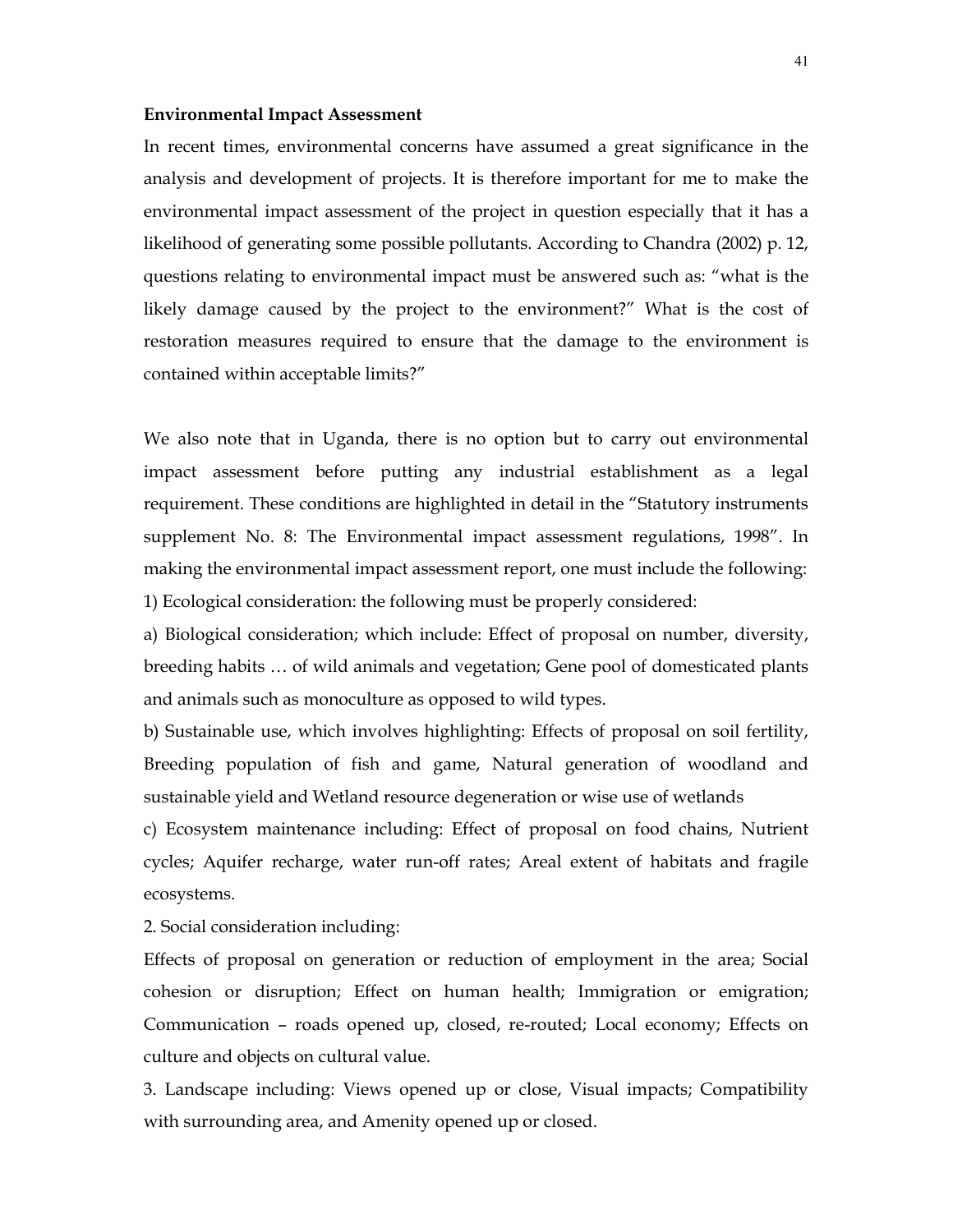**Environmental Impact Assessment**

In recent times, environmental concerns have assumed a great significance in the analysis and development of projects. It is therefore important for me to make the environmental impact assessment of the project in question especially that it has a likelihood of generating some possible pollutants. According to Chandra (2002) p. 12, questions relating to environmental impact must be answered such as: "what is the likely damage caused by the project to the environment?" What is the cost of restoration measures required to ensure that the damage to the environment is contained within acceptable limits?"

We also note that in Uganda, there is no option but to carry out environmental impact assessment before putting any industrial establishment as a legal requirement. These conditions are highlighted in detail in the "Statutory instruments supplement No. 8: The Environmental impact assessment regulations, 1998". In making the environmental impact assessment report, one must include the following:

1) Ecological consideration: the following must be properly considered:

a) Biological consideration; which include: Effect of proposal on number, diversity, breeding habits … of wild animals and vegetation; Gene pool of domesticated plants and animals such as monoculture as opposed to wild types.

b) Sustainable use, which involves highlighting: Effects of proposal on soil fertility, Breeding population of fish and game, Natural generation of woodland and sustainable yield and Wetland resource degeneration or wise use of wetlands

c) Ecosystem maintenance including: Effect of proposal on food chains, Nutrient cycles; Aquifer recharge, water run-off rates; Areal extent of habitats and fragile ecosystems.

2. Social consideration including:

Effects of proposal on generation or reduction of employment in the area; Social cohesion or disruption; Effect on human health; Immigration or emigration; Communication – roads opened up, closed, re-routed; Local economy; Effects on culture and objects on cultural value.

3. Landscape including: Views opened up or close, Visual impacts; Compatibility with surrounding area, and Amenity opened up or closed.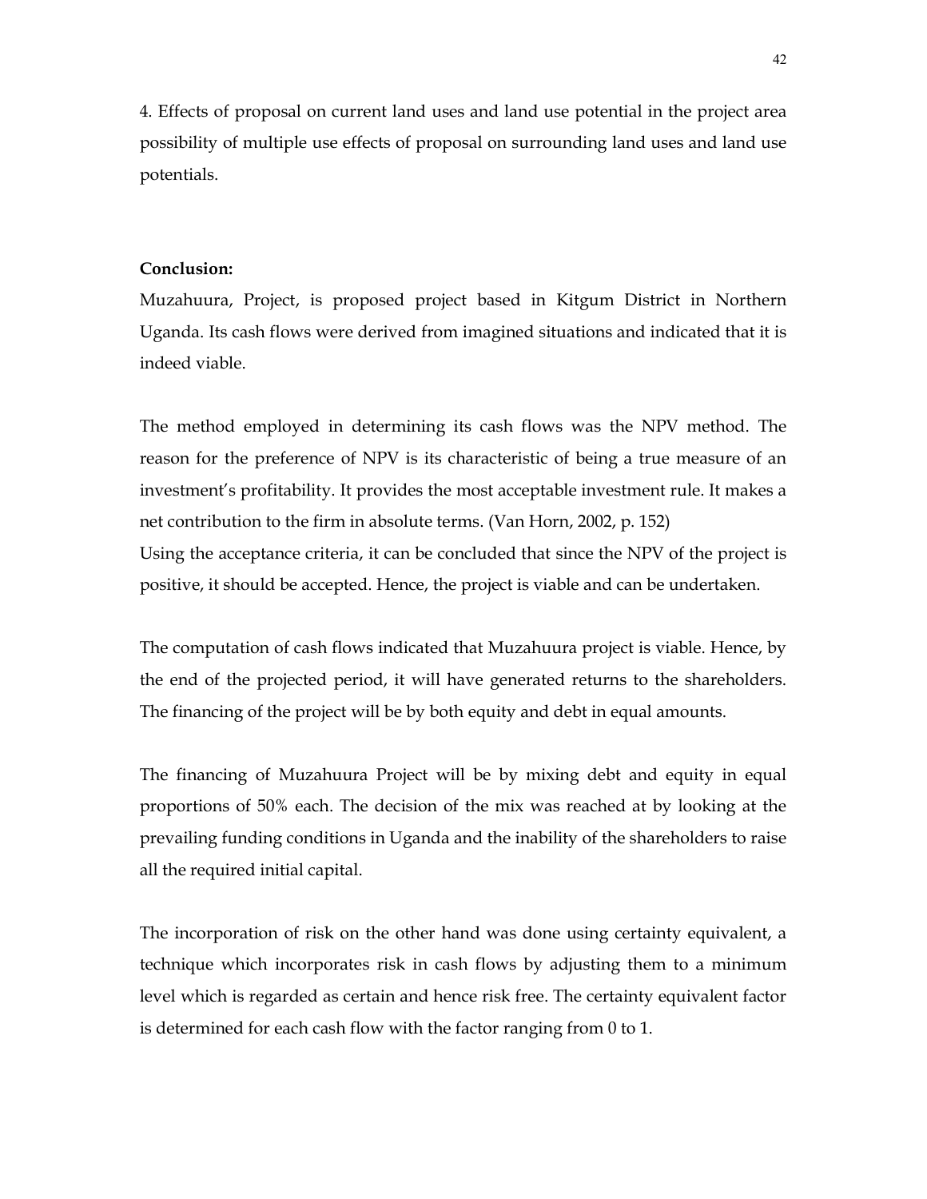4. Effects of proposal on current land uses and land use potential in the project area possibility of multiple use effects of proposal on surrounding land uses and land use potentials.

**Conclusion:**

Muzahuura, Project, is proposed project based in Kitgum District in Northern Uganda. Its cash flows were derived from imagined situations and indicated that it is indeed viable.

The method employed in determining its cash flows was the NPV method. The reason for the preference of NPV is its characteristic of being a true measure of an investment's profitability. It provides the most acceptable investment rule. It makes a net contribution to the firm in absolute terms. (Van Horn, 2002, p. 152)

Using the acceptance criteria, it can be concluded that since the NPV of the project is positive, it should be accepted. Hence, the project is viable and can be undertaken.

The computation of cash flows indicated that Muzahuura project is viable. Hence, by the end of the projected period, it will have generated returns to the shareholders. The financing of the project will be by both equity and debt in equal amounts.

The financing of Muzahuura Project will be by mixing debt and equity in equal proportions of 50% each. The decision of the mix was reached at by looking at the prevailing funding conditions in Uganda and the inability of the shareholders to raise all the required initial capital.

The incorporation of risk on the other hand was done using certainty equivalent, a technique which incorporates risk in cash flows by adjusting them to a minimum level which is regarded as certain and hence risk free. The certainty equivalent factor is determined for each cash flow with the factor ranging from 0 to 1.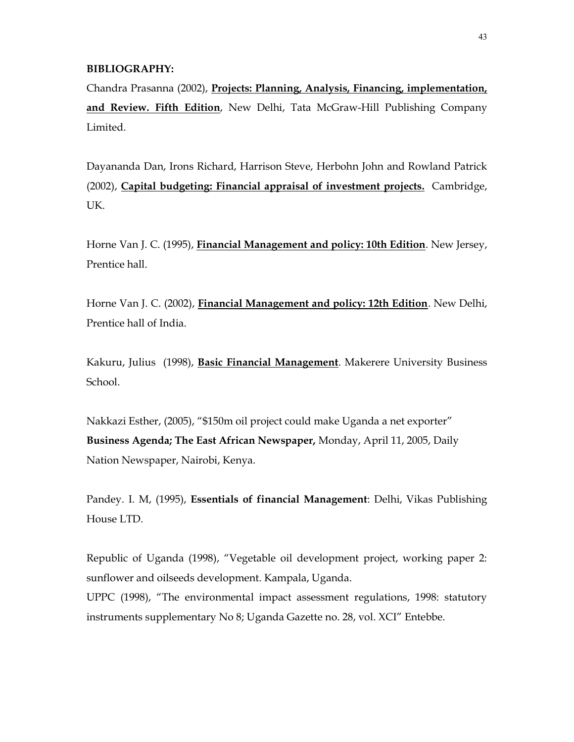**BIBLIOGRAPHY:**

Chandra Prasanna (2002), **Projects: Planning, Analysis, Financing, implementation, and Review. Fifth Edition**, New Delhi, Tata McGraw-Hill Publishing Company Limited.

Dayananda Dan, Irons Richard, Harrison Steve, Herbohn John and Rowland Patrick (2002), **Capital budgeting: Financial appraisal of investment projects.** Cambridge, UK.

Horne Van J. C. (1995), **Financial Management and policy: 10th Edition**. New Jersey, Prentice hall.

Horne Van J. C. (2002), **Financial Management and policy: 12th Edition**. New Delhi, Prentice hall of India.

Kakuru, Julius (1998), **Basic Financial Management**. Makerere University Business School.

Nakkazi Esther, (2005), "$150m oil project could make Uganda a net exporter" **Business Agenda; The East African Newspaper,** Monday, April 11, 2005, Daily Nation Newspaper, Nairobi, Kenya.

Pandey. I. M, (1995), **Essentials of financial Management**: Delhi, Vikas Publishing House LTD.

Republic of Uganda (1998), "Vegetable oil development project, working paper 2: sunflower and oilseeds development. Kampala, Uganda.

UPPC (1998), "The environmental impact assessment regulations, 1998: statutory instruments supplementary No 8; Uganda Gazette no. 28, vol. XCI" Entebbe.